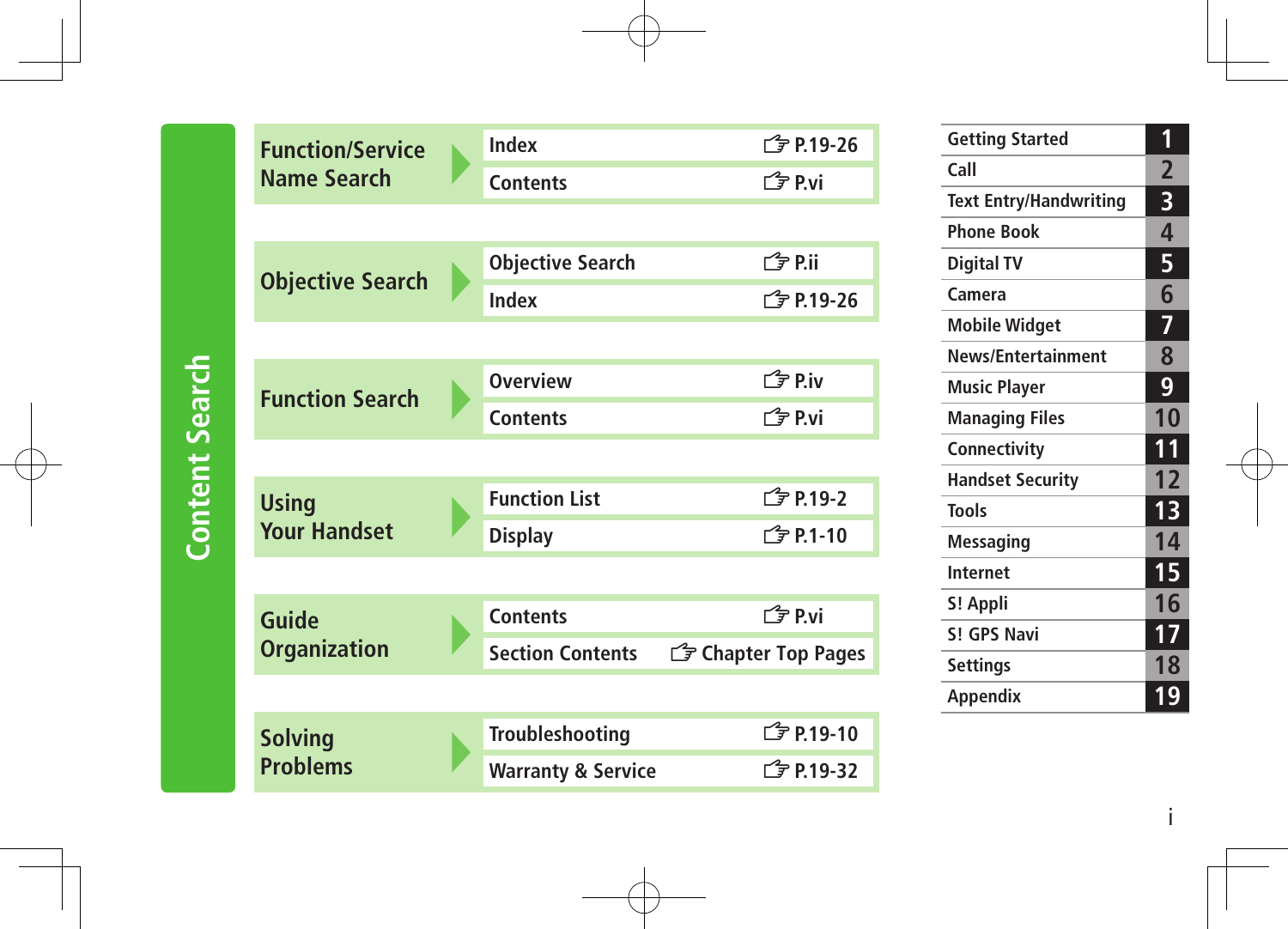# Content Search

| Search | Item | Reference |
|---|---|---|
| Function/Service Name Search | Index | ☞ P.19-26 |
| | Contents | ☞ P.vi |
| Objective Search | Objective Search | ☞ P.ii |
| | Index | ☞ P.19-26 |
| Function Search | Overview | ☞ P.iv |
| | Contents | ☞ P.vi |
| Using Your Handset | Function List | ☞ P.19-2 |
| | Display | ☞ P.1-10 |
| Guide Organization | Contents | ☞ P.vi |
| | Section Contents | ☞ Chapter Top Pages |
| Solving Problems | Troubleshooting | ☞ P.19-10 |
| | Warranty & Service | ☞ P.19-32 |

| Chapter | No. |
|---|---|
| Getting Started | 1 |
| Call | 2 |
| Text Entry/Handwriting | 3 |
| Phone Book | 4 |
| Digital TV | 5 |
| Camera | 6 |
| Mobile Widget | 7 |
| News/Entertainment | 8 |
| Music Player | 9 |
| Managing Files | 10 |
| Connectivity | 11 |
| Handset Security | 12 |
| Tools | 13 |
| Messaging | 14 |
| Internet | 15 |
| S! Appli | 16 |
| S! GPS Navi | 17 |
| Settings | 18 |
| Appendix | 19 |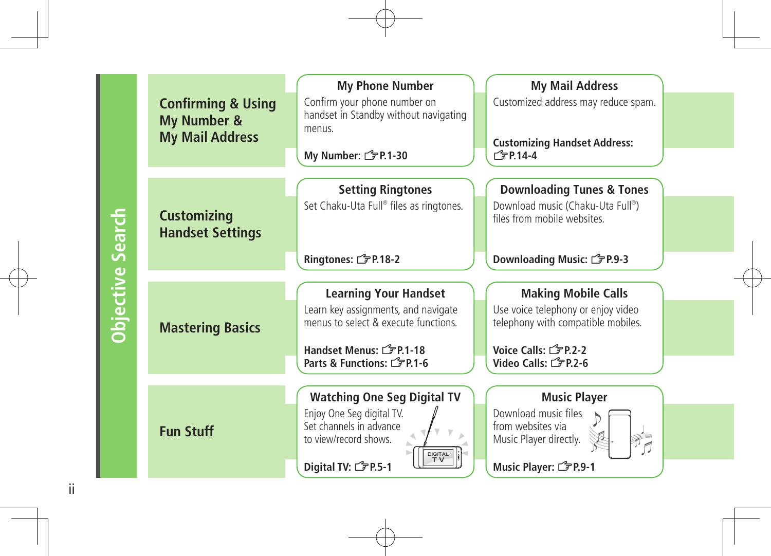# Objective Search

## Confirming & Using My Number & My Mail Address

### My Phone Number

Confirm your phone number on handset in Standby without navigating menus.

**My Number: ☞P.1-30**

### My Mail Address

Customized address may reduce spam.

**Customizing Handset Address: ☞P.14-4**

## Customizing Handset Settings

### Setting Ringtones

Set Chaku-Uta Full® files as ringtones.

**Ringtones: ☞P.18-2**

### Downloading Tunes & Tones

Download music (Chaku-Uta Full®) files from mobile websites.

**Downloading Music: ☞P.9-3**

## Mastering Basics

### Learning Your Handset

Learn key assignments, and navigate menus to select & execute functions.

**Handset Menus: ☞P.1-18**
**Parts & Functions: ☞P.1-6**

### Making Mobile Calls

Use voice telephony or enjoy video telephony with compatible mobiles.

**Voice Calls: ☞P.2-2**
**Video Calls: ☞P.2-6**

## Fun Stuff

### Watching One Seg Digital TV

Enjoy One Seg digital TV. Set channels in advance to view/record shows.

**Digital TV: ☞P.5-1**

### Music Player

Download music files from websites via Music Player directly.

**Music Player: ☞P.9-1**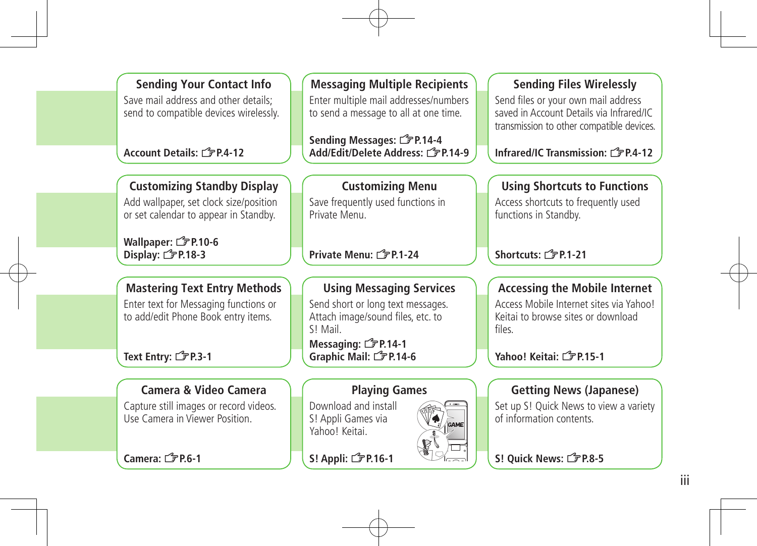### Sending Your Contact Info

Save mail address and other details; send to compatible devices wirelessly.

**Account Details: ☞P.4-12**

### Messaging Multiple Recipients

Enter multiple mail addresses/numbers to send a message to all at one time.

**Sending Messages: ☞P.14-4**
**Add/Edit/Delete Address: ☞P.14-9**

### Sending Files Wirelessly

Send files or your own mail address saved in Account Details via Infrared/IC transmission to other compatible devices.

**Infrared/IC Transmission: ☞P.4-12**

### Customizing Standby Display

Add wallpaper, set clock size/position or set calendar to appear in Standby.

**Wallpaper: ☞P.10-6**
**Display: ☞P.18-3**

### Customizing Menu

Save frequently used functions in Private Menu.

**Private Menu: ☞P.1-24**

### Using Shortcuts to Functions

Access shortcuts to frequently used functions in Standby.

**Shortcuts: ☞P.1-21**

### Mastering Text Entry Methods

Enter text for Messaging functions or to add/edit Phone Book entry items.

**Text Entry: ☞P.3-1**

### Using Messaging Services

Send short or long text messages. Attach image/sound files, etc. to S! Mail.

**Messaging: ☞P.14-1**
**Graphic Mail: ☞P.14-6**

### Accessing the Mobile Internet

Access Mobile Internet sites via Yahoo! Keitai to browse sites or download files.

**Yahoo! Keitai: ☞P.15-1**

### Camera & Video Camera

Capture still images or record videos. Use Camera in Viewer Position.

**Camera: ☞P.6-1**

### Playing Games

Download and install S! Appli Games via Yahoo! Keitai.

**S! Appli: ☞P.16-1**

### Getting News (Japanese)

Set up S! Quick News to view a variety of information contents.

**S! Quick News: ☞P.8-5**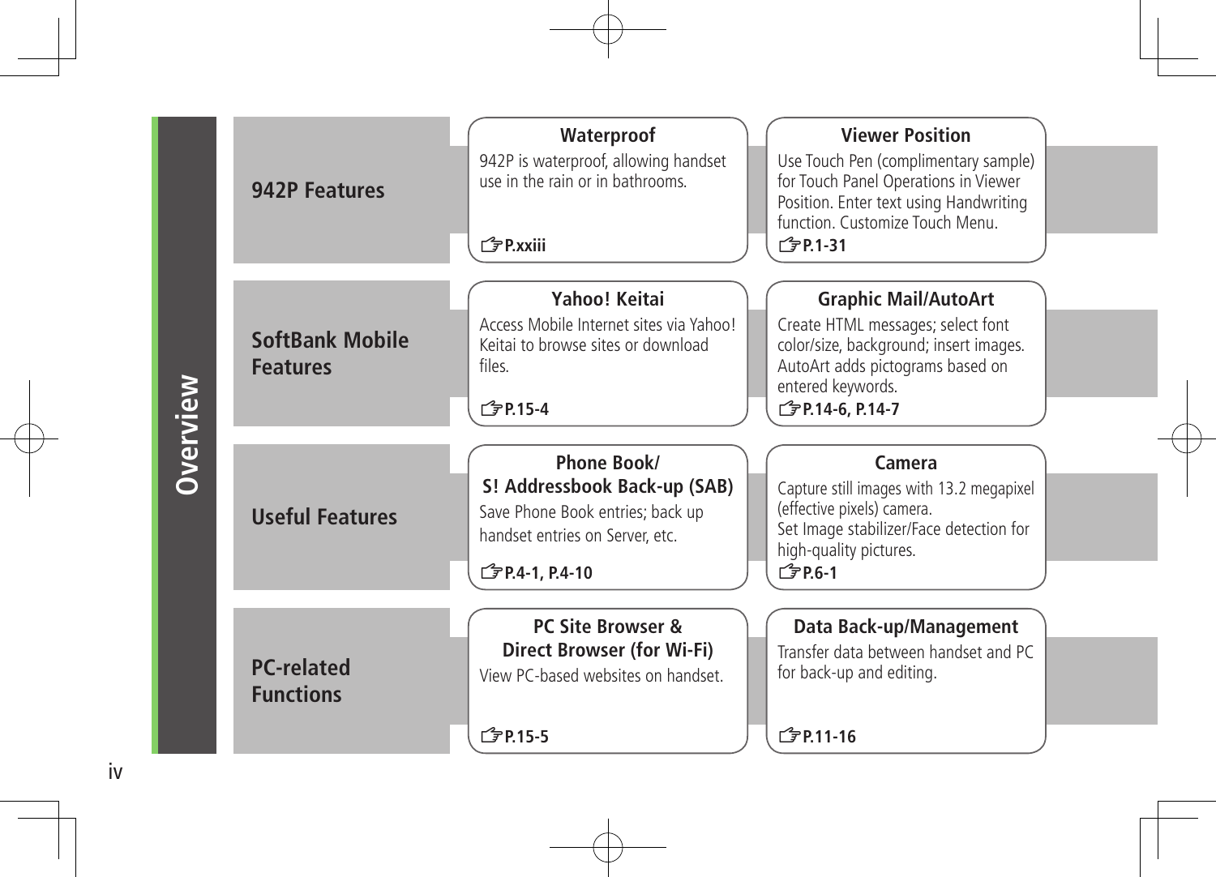# Overview

## 942P Features

### Waterproof

942P is waterproof, allowing handset use in the rain or in bathrooms.

☞P.xxiii

### Viewer Position

Use Touch Pen (complimentary sample) for Touch Panel Operations in Viewer Position. Enter text using Handwriting function. Customize Touch Menu.

☞P.1-31

## SoftBank Mobile Features

### Yahoo! Keitai

Access Mobile Internet sites via Yahoo! Keitai to browse sites or download files.

☞P.15-4

### Graphic Mail/AutoArt

Create HTML messages; select font color/size, background; insert images. AutoArt adds pictograms based on entered keywords.

☞P.14-6, P.14-7

## Useful Features

### Phone Book/ S! Addressbook Back-up (SAB)

Save Phone Book entries; back up handset entries on Server, etc.

☞P.4-1, P.4-10

### Camera

Capture still images with 13.2 megapixel (effective pixels) camera.
Set Image stabilizer/Face detection for high-quality pictures.

☞P.6-1

## PC-related Functions

### PC Site Browser & Direct Browser (for Wi-Fi)

View PC-based websites on handset.

☞P.15-5

### Data Back-up/Management

Transfer data between handset and PC for back-up and editing.

☞P.11-16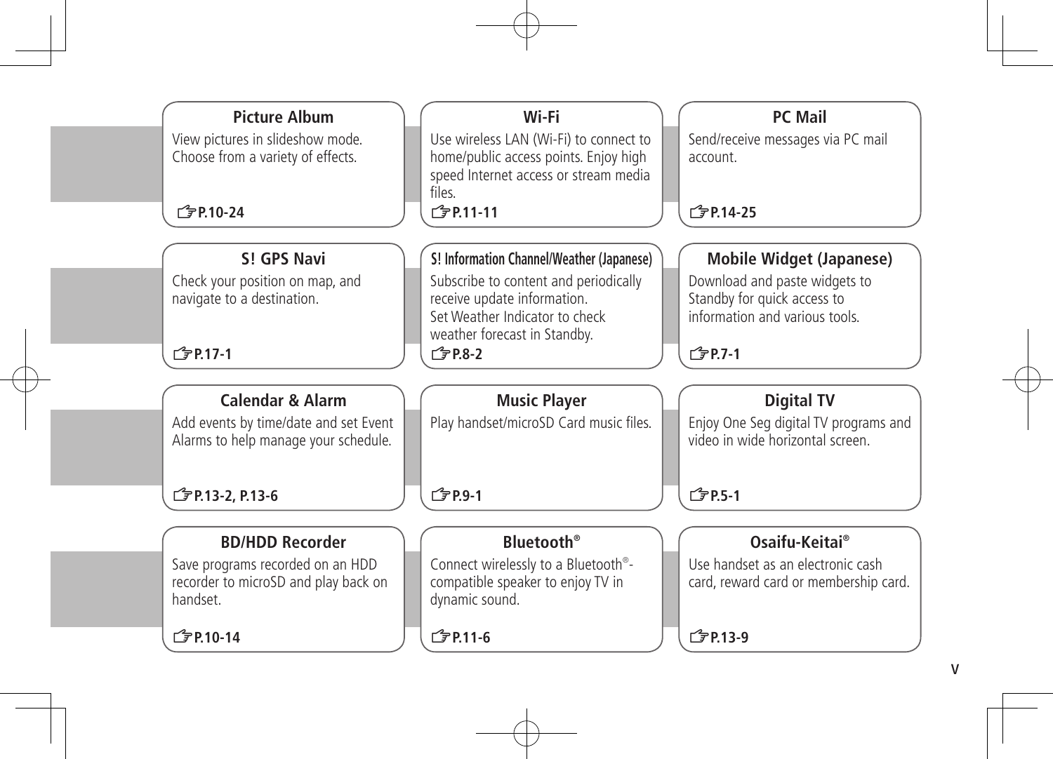### Picture Album

View pictures in slideshow mode. Choose from a variety of effects.

☞P.10-24

### Wi-Fi

Use wireless LAN (Wi-Fi) to connect to home/public access points. Enjoy high speed Internet access or stream media files.

☞P.11-11

### PC Mail

Send/receive messages via PC mail account.

☞P.14-25

### S! GPS Navi

Check your position on map, and navigate to a destination.

☞P.17-1

### S! Information Channel/Weather (Japanese)

Subscribe to content and periodically receive update information.
Set Weather Indicator to check weather forecast in Standby.

☞P.8-2

### Mobile Widget (Japanese)

Download and paste widgets to Standby for quick access to information and various tools.

☞P.7-1

### Calendar & Alarm

Add events by time/date and set Event Alarms to help manage your schedule.

☞P.13-2, P.13-6

### Music Player

Play handset/microSD Card music files.

☞P.9-1

### Digital TV

Enjoy One Seg digital TV programs and video in wide horizontal screen.

☞P.5-1

### BD/HDD Recorder

Save programs recorded on an HDD recorder to microSD and play back on handset.

☞P.10-14

### Bluetooth®

Connect wirelessly to a Bluetooth®-compatible speaker to enjoy TV in dynamic sound.

☞P.11-6

### Osaifu-Keitai®

Use handset as an electronic cash card, reward card or membership card.

☞P.13-9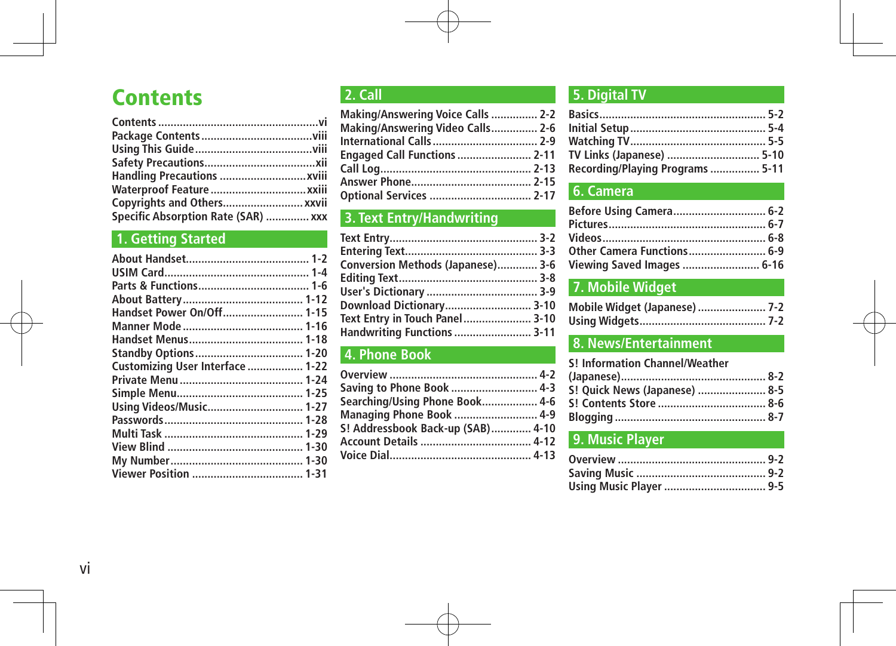# Contents

Contents .................................................... vi
Package Contents ..................................... viii
Using This Guide ...................................... viii
Safety Precautions .................................... xii
Handling Precautions ............................ xviii
Waterproof Feature ................................ xxiii
Copyrights and Others .......................... xxvii
Specific Absorption Rate (SAR) ............. xxx

## 1. Getting Started

About Handset ........................................ 1-2
USIM Card ............................................... 1-4
Parts & Functions .................................... 1-6
About Battery ........................................ 1-12
Handset Power On/Off .......................... 1-15
Manner Mode ....................................... 1-16
Handset Menus ..................................... 1-18
Standby Options ................................... 1-20
Customizing User Interface .................. 1-22
Private Menu ........................................ 1-24
Simple Menu ......................................... 1-25
Using Videos/Music ............................... 1-27
Passwords ............................................. 1-28
Multi Task ............................................. 1-29
View Blind ............................................ 1-30
My Number ........................................... 1-30
Viewer Position .................................... 1-31

## 2. Call

Making/Answering Voice Calls ............... 2-2
Making/Answering Video Calls ............... 2-6
International Calls .................................. 2-9
Engaged Call Functions ........................ 2-11
Call Log ................................................. 2-13
Answer Phone ....................................... 2-15
Optional Services ................................. 2-17

## 3. Text Entry/Handwriting

Text Entry ................................................ 3-2
Entering Text ........................................... 3-3
Conversion Methods (Japanese) ............. 3-6
Editing Text ............................................. 3-8
User's Dictionary .................................... 3-9
Download Dictionary ............................ 3-10
Text Entry in Touch Panel ..................... 3-10
Handwriting Functions ......................... 3-11

## 4. Phone Book

Overview ................................................ 4-2
Saving to Phone Book ............................ 4-3
Searching/Using Phone Book .................. 4-6
Managing Phone Book ........................... 4-9
S! Addressbook Back-up (SAB) ............. 4-10
Account Details .................................... 4-12
Voice Dial ............................................. 4-13

## 5. Digital TV

Basics ...................................................... 5-2
Initial Setup ............................................ 5-4
Watching TV ............................................ 5-5
TV Links (Japanese) .............................. 5-10
Recording/Playing Programs ................ 5-11

## 6. Camera

Before Using Camera .............................. 6-2
Pictures ................................................... 6-7
Videos ..................................................... 6-8
Other Camera Functions ......................... 6-9
Viewing Saved Images ......................... 6-16

## 7. Mobile Widget

Mobile Widget (Japanese) ...................... 7-2
Using Widgets ......................................... 7-2

## 8. News/Entertainment

S! Information Channel/Weather (Japanese) ............................................... 8-2
S! Quick News (Japanese) ...................... 8-5
S! Contents Store ................................... 8-6
Blogging ................................................. 8-7

## 9. Music Player

Overview ................................................ 9-2
Saving Music .......................................... 9-2
Using Music Player ................................. 9-5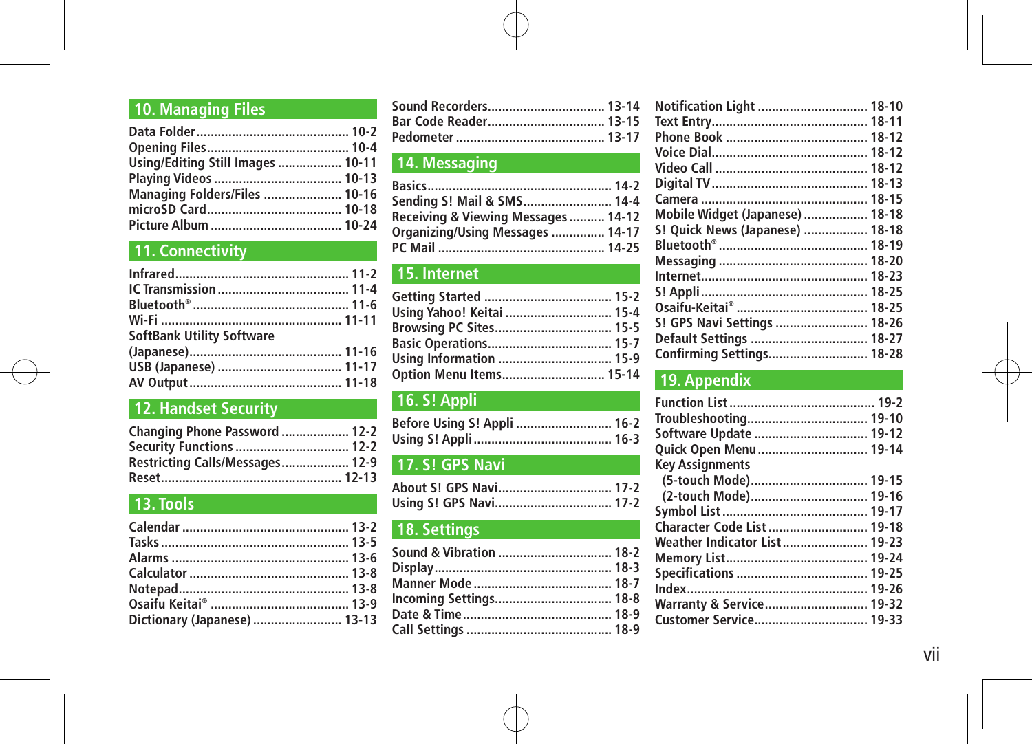## 10. Managing Files

Data Folder .......................................... 10-2
Opening Files ....................................... 10-4
Using/Editing Still Images .................. 10-11
Playing Videos .................................... 10-13
Managing Folders/Files ...................... 10-16
microSD Card ...................................... 10-18
Picture Album ..................................... 10-24

## 11. Connectivity

Infrared ................................................ 11-2
IC Transmission .................................... 11-4
Bluetooth® ........................................... 11-6
Wi-Fi .................................................. 11-11
SoftBank Utility Software
(Japanese) .......................................... 11-16
USB (Japanese) .................................. 11-17
AV Output .......................................... 11-18

## 12. Handset Security

Changing Phone Password ................... 12-2
Security Functions ................................ 12-2
Restricting Calls/Messages ................... 12-9
Reset .................................................. 12-13

## 13. Tools

Calendar .............................................. 13-2
Tasks .................................................... 13-5
Alarms ................................................. 13-6
Calculator ............................................ 13-8
Notepad ............................................... 13-8
Osaifu Keitai® ...................................... 13-9
Dictionary (Japanese) ......................... 13-13
Sound Recorders ................................ 13-14
Bar Code Reader ................................ 13-15
Pedometer .......................................... 13-17

## 14. Messaging

Basics ................................................... 14-2
Sending S! Mail & SMS ......................... 14-4
Receiving & Viewing Messages .......... 14-12
Organizing/Using Messages ............... 14-17
PC Mail .............................................. 14-25

## 15. Internet

Getting Started ..................................... 15-2
Using Yahoo! Keitai ............................. 15-4
Browsing PC Sites ................................. 15-5
Basic Operations ................................... 15-7
Using Information ................................ 15-9
Option Menu Items ............................ 15-14

## 16. S! Appli

Before Using S! Appli ........................... 16-2
Using S! Appli ...................................... 16-3

## 17. S! GPS Navi

About S! GPS Navi ................................ 17-2
Using S! GPS Navi ................................. 17-2

## 18. Settings

Sound & Vibration ................................ 18-2
Display ................................................. 18-3
Manner Mode ....................................... 18-7
Incoming Settings ................................. 18-8
Date & Time ......................................... 18-9
Call Settings ......................................... 18-9
Notification Light ............................... 18-10
Text Entry ........................................... 18-11
Phone Book ........................................ 18-12
Voice Dial ........................................... 18-12
Video Call ........................................... 18-12
Digital TV ........................................... 18-13
Camera ............................................... 18-15
Mobile Widget (Japanese) .................. 18-18
S! Quick News (Japanese) .................. 18-18
Bluetooth® ......................................... 18-19
Messaging .......................................... 18-20
Internet ............................................... 18-23
S! Appli ............................................... 18-25
Osaifu-Keitai® ..................................... 18-25
S! GPS Navi Settings .......................... 18-26
Default Settings ................................. 18-27
Confirming Settings ............................ 18-28

## 19. Appendix

Function List ........................................ 19-2
Troubleshooting .................................. 19-10
Software Update ................................ 19-12
Quick Open Menu ............................... 19-14
Key Assignments
(5-touch Mode) ................................. 19-15
(2-touch Mode) ................................. 19-16
Symbol List ......................................... 19-17
Character Code List ............................ 19-18
Weather Indicator List ........................ 19-23
Memory List ........................................ 19-24
Specifications ..................................... 19-25
Index .................................................. 19-26
Warranty & Service ............................. 19-32
Customer Service ................................ 19-33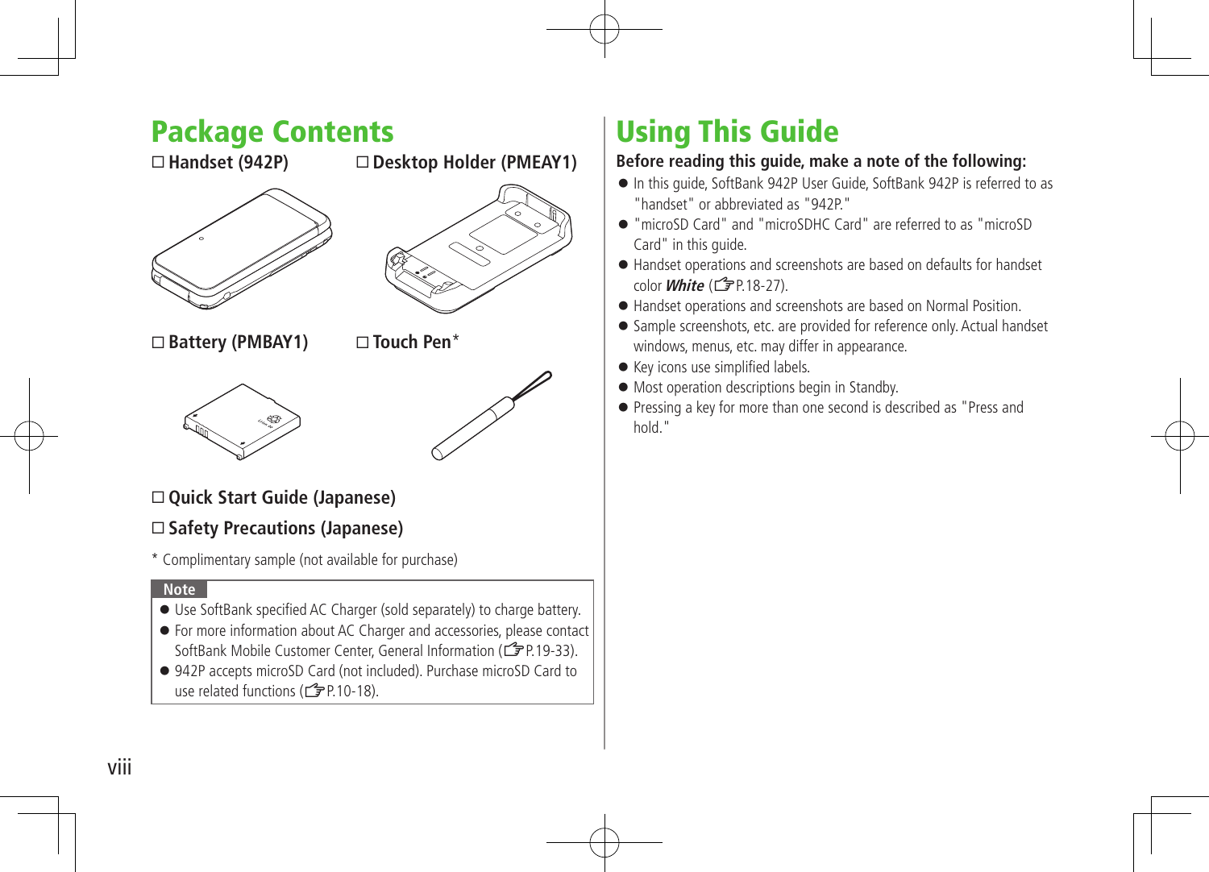# Package Contents

- ☐ **Handset (942P)**
- ☐ **Desktop Holder (PMEAY1)**
- ☐ **Battery (PMBAY1)**
- ☐ **Touch Pen***
- ☐ **Quick Start Guide (Japanese)**
- ☐ **Safety Precautions (Japanese)**

\* Complimentary sample (not available for purchase)

**Note**

- Use SoftBank specified AC Charger (sold separately) to charge battery.
- For more information about AC Charger and accessories, please contact SoftBank Mobile Customer Center, General Information (☞P.19-33).
- 942P accepts microSD Card (not included). Purchase microSD Card to use related functions (☞P.10-18).

# Using This Guide

**Before reading this guide, make a note of the following:**

- In this guide, SoftBank 942P User Guide, SoftBank 942P is referred to as "handset" or abbreviated as "942P."
- "microSD Card" and "microSDHC Card" are referred to as "microSD Card" in this guide.
- Handset operations and screenshots are based on defaults for handset color ***White*** (☞P.18-27).
- Handset operations and screenshots are based on Normal Position.
- Sample screenshots, etc. are provided for reference only. Actual handset windows, menus, etc. may differ in appearance.
- Key icons use simplified labels.
- Most operation descriptions begin in Standby.
- Pressing a key for more than one second is described as "Press and hold."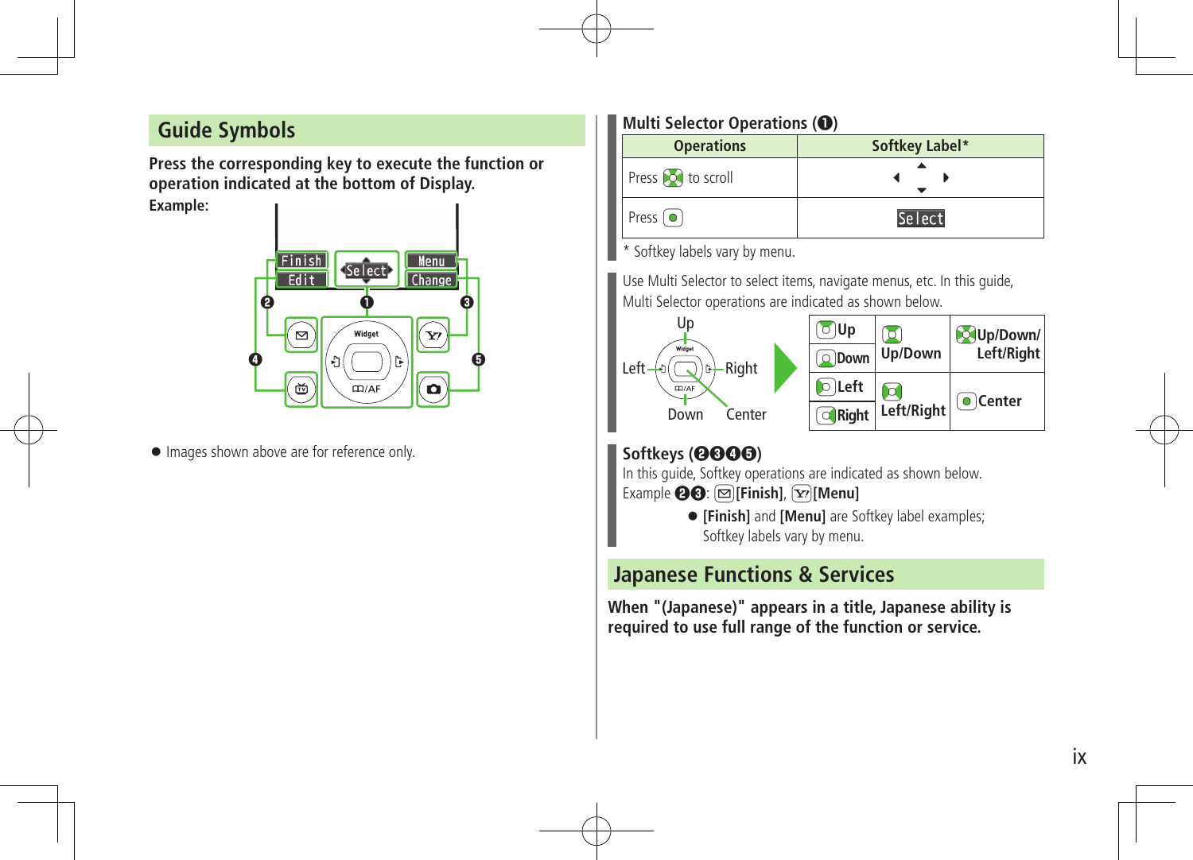## Guide Symbols

**Press the corresponding key to execute the function or operation indicated at the bottom of Display.**

**Example:**

- Images shown above are for reference only.

### Multi Selector Operations (❶)

| Operations | Softkey Label* |
|---|---|
| Press to scroll | ◀ ▲ ▼ ▶ |
| Press | Select |

\* Softkey labels vary by menu.

Use Multi Selector to select items, navigate menus, etc. In this guide, Multi Selector operations are indicated as shown below.

| | | |
|---|---|---|
| Up | Up/Down | Up/Down/Left/Right |
| Down | | |
| Left | Left/Right | Center |
| Right | | |

### Softkeys (❷❸❹❺)

In this guide, Softkey operations are indicated as shown below.

Example ❷❸: **[Finish]**, **[Menu]**

- **[Finish]** and **[Menu]** are Softkey label examples; Softkey labels vary by menu.

## Japanese Functions & Services

**When "(Japanese)" appears in a title, Japanese ability is required to use full range of the function or service.**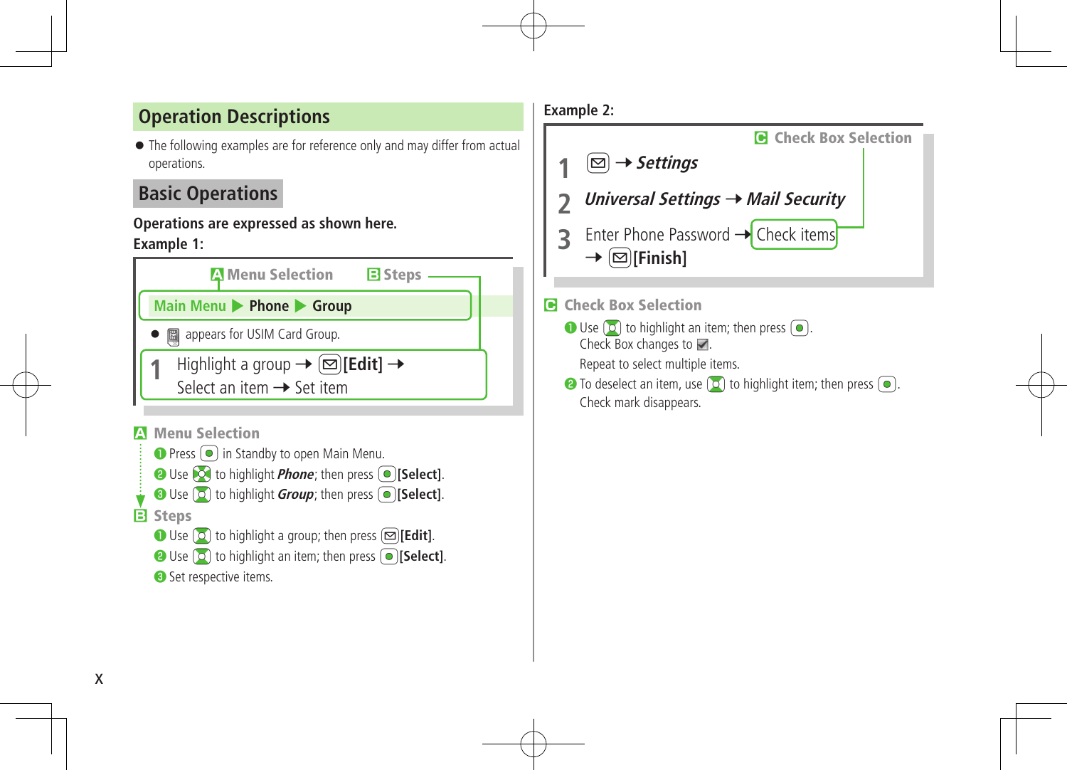## Operation Descriptions

- The following examples are for reference only and may differ from actual operations.

### Basic Operations

**Operations are expressed as shown here.**

**Example 1:**

A Menu Selection　　B Steps

Main Menu ▶ **Phone** ▶ **Group**

- appears for USIM Card Group.

1 Highlight a group → [Edit] → Select an item → Set item

**A Menu Selection**

❶ Press in Standby to open Main Menu.

❷ Use to highlight ***Phone***; then press **[Select]**.

❸ Use to highlight ***Group***; then press **[Select]**.

**B Steps**

❶ Use to highlight a group; then press **[Edit]**.

❷ Use to highlight an item; then press **[Select]**.

❸ Set respective items.

**Example 2:**

C Check Box Selection

1 → ***Settings***

2 ***Universal Settings*** → ***Mail Security***

3 Enter Phone Password → Check items → **[Finish]**

**C Check Box Selection**

❶ Use to highlight an item; then press .
Check Box changes to ☑.
Repeat to select multiple items.

❷ To deselect an item, use to highlight item; then press .
Check mark disappears.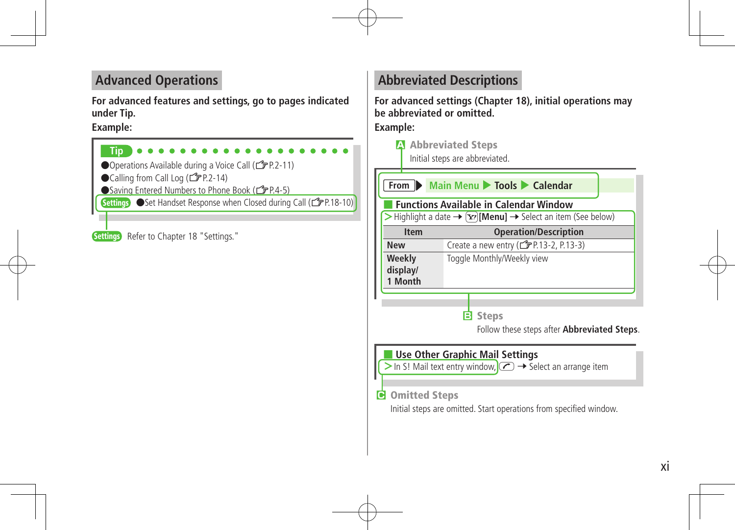## Advanced Operations

**For advanced features and settings, go to pages indicated under Tip.**

**Example:**

**Tip**

- Operations Available during a Voice Call (☞P.2-11)
- Calling from Call Log (☞P.2-14)
- Saving Entered Numbers to Phone Book (☞P.4-5)

Settings ●Set Handset Response when Closed during Call (☞P.18-10)

Settings Refer to Chapter 18 "Settings."

## Abbreviated Descriptions

**For advanced settings (Chapter 18), initial operations may be abbreviated or omitted.**

**Example:**

**A Abbreviated Steps**

Initial steps are abbreviated.

**From** ▶ Main Menu ▶ **Tools** ▶ **Calendar**

**Functions Available in Calendar Window**

> Highlight a date → **[Menu]** → Select an item (See below)

| Item | Operation/Description |
|---|---|
| **New** | Create a new entry (☞P.13-2, P.13-3) |
| **Weekly display/ 1 Month** | Toggle Monthly/Weekly view |

**B Steps**

Follow these steps after **Abbreviated Steps**.

**Use Other Graphic Mail Settings**

> In S! Mail text entry window, → Select an arrange item

**C Omitted Steps**

Initial steps are omitted. Start operations from specified window.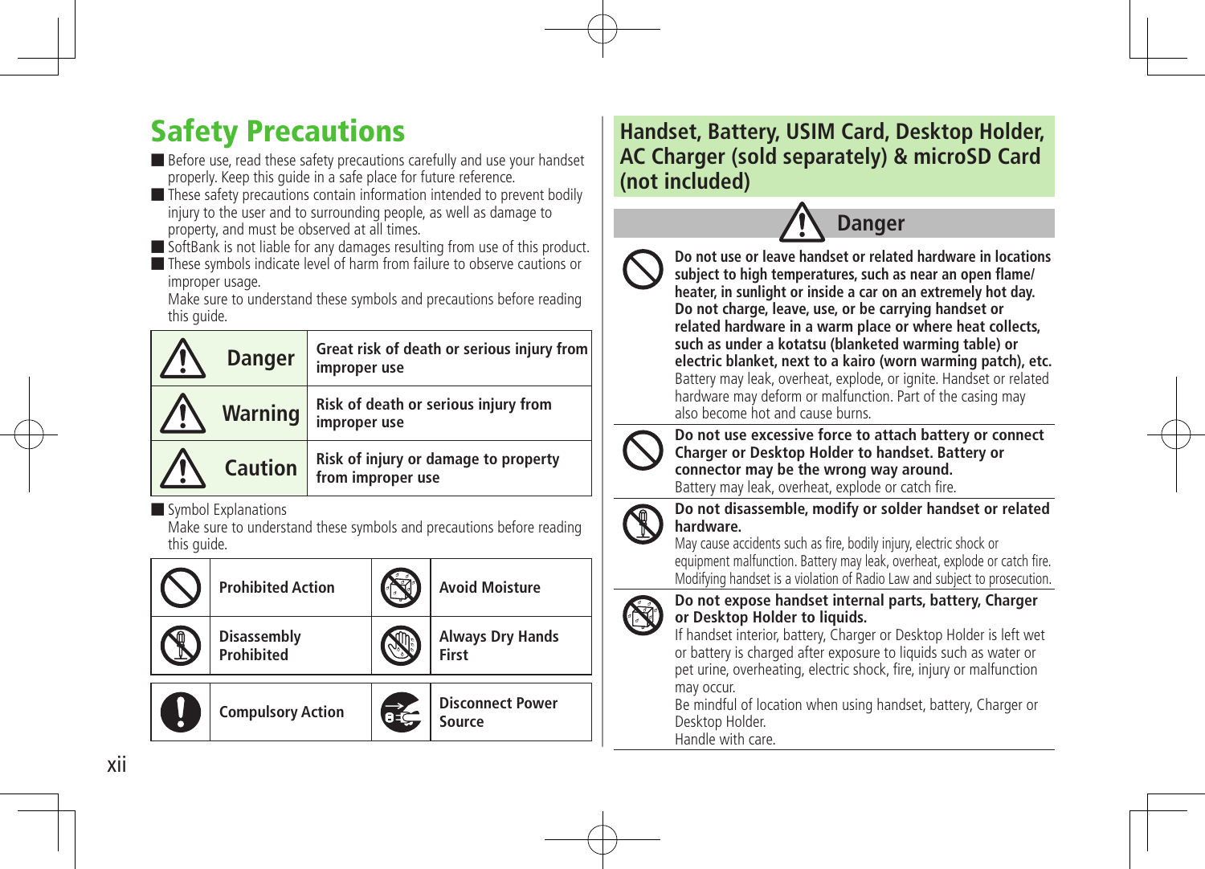# Safety Precautions

- Before use, read these safety precautions carefully and use your handset properly. Keep this guide in a safe place for future reference.
- These safety precautions contain information intended to prevent bodily injury to the user and to surrounding people, as well as damage to property, and must be observed at all times.
- SoftBank is not liable for any damages resulting from use of this product.
- These symbols indicate level of harm from failure to observe cautions or improper usage.
  Make sure to understand these symbols and precautions before reading this guide.

| Level | Description |
|---|---|
| **Danger** | **Great risk of death or serious injury from improper use** |
| **Warning** | **Risk of death or serious injury from improper use** |
| **Caution** | **Risk of injury or damage to property from improper use** |

- Symbol Explanations
  Make sure to understand these symbols and precautions before reading this guide.

| Symbol | Meaning | Symbol | Meaning |
|---|---|---|---|
| | **Prohibited Action** | | **Avoid Moisture** |
| | **Disassembly Prohibited** | | **Always Dry Hands First** |
| | **Compulsory Action** | | **Disconnect Power Source** |

## Handset, Battery, USIM Card, Desktop Holder, AC Charger (sold separately) & microSD Card (not included)

### Danger

**Do not use or leave handset or related hardware in locations subject to high temperatures, such as near an open flame/heater, in sunlight or inside a car on an extremely hot day. Do not charge, leave, use, or be carrying handset or related hardware in a warm place or where heat collects, such as under a kotatsu (blanketed warming table) or electric blanket, next to a kairo (worn warming patch), etc.**
Battery may leak, overheat, explode, or ignite. Handset or related hardware may deform or malfunction. Part of the casing may also become hot and cause burns.

**Do not use excessive force to attach battery or connect Charger or Desktop Holder to handset. Battery or connector may be the wrong way around.**
Battery may leak, overheat, explode or catch fire.

**Do not disassemble, modify or solder handset or related hardware.**
May cause accidents such as fire, bodily injury, electric shock or equipment malfunction. Battery may leak, overheat, explode or catch fire. Modifying handset is a violation of Radio Law and subject to prosecution.

**Do not expose handset internal parts, battery, Charger or Desktop Holder to liquids.**
If handset interior, battery, Charger or Desktop Holder is left wet or battery is charged after exposure to liquids such as water or pet urine, overheating, electric shock, fire, injury or malfunction may occur.
Be mindful of location when using handset, battery, Charger or Desktop Holder.
Handle with care.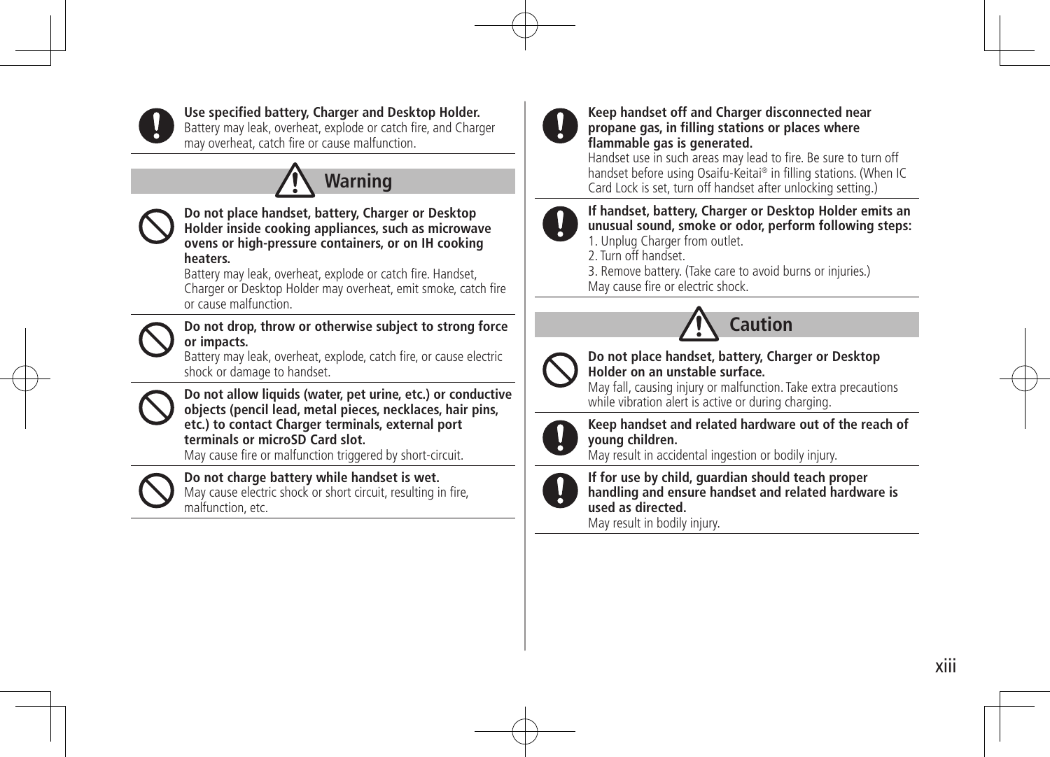**Use specified battery, Charger and Desktop Holder.**
Battery may leak, overheat, explode or catch fire, and Charger may overheat, catch fire or cause malfunction.

## Warning

**Do not place handset, battery, Charger or Desktop Holder inside cooking appliances, such as microwave ovens or high-pressure containers, or on IH cooking heaters.**
Battery may leak, overheat, explode or catch fire. Handset, Charger or Desktop Holder may overheat, emit smoke, catch fire or cause malfunction.

**Do not drop, throw or otherwise subject to strong force or impacts.**
Battery may leak, overheat, explode, catch fire, or cause electric shock or damage to handset.

**Do not allow liquids (water, pet urine, etc.) or conductive objects (pencil lead, metal pieces, necklaces, hair pins, etc.) to contact Charger terminals, external port terminals or microSD Card slot.**
May cause fire or malfunction triggered by short-circuit.

**Do not charge battery while handset is wet.**
May cause electric shock or short circuit, resulting in fire, malfunction, etc.

**Keep handset off and Charger disconnected near propane gas, in filling stations or places where flammable gas is generated.**
Handset use in such areas may lead to fire. Be sure to turn off handset before using Osaifu-Keitai® in filling stations. (When IC Card Lock is set, turn off handset after unlocking setting.)

**If handset, battery, Charger or Desktop Holder emits an unusual sound, smoke or odor, perform following steps:**
1. Unplug Charger from outlet.
2. Turn off handset.
3. Remove battery. (Take care to avoid burns or injuries.)

May cause fire or electric shock.

## Caution

**Do not place handset, battery, Charger or Desktop Holder on an unstable surface.**
May fall, causing injury or malfunction. Take extra precautions while vibration alert is active or during charging.

**Keep handset and related hardware out of the reach of young children.**
May result in accidental ingestion or bodily injury.

**If for use by child, guardian should teach proper handling and ensure handset and related hardware is used as directed.**
May result in bodily injury.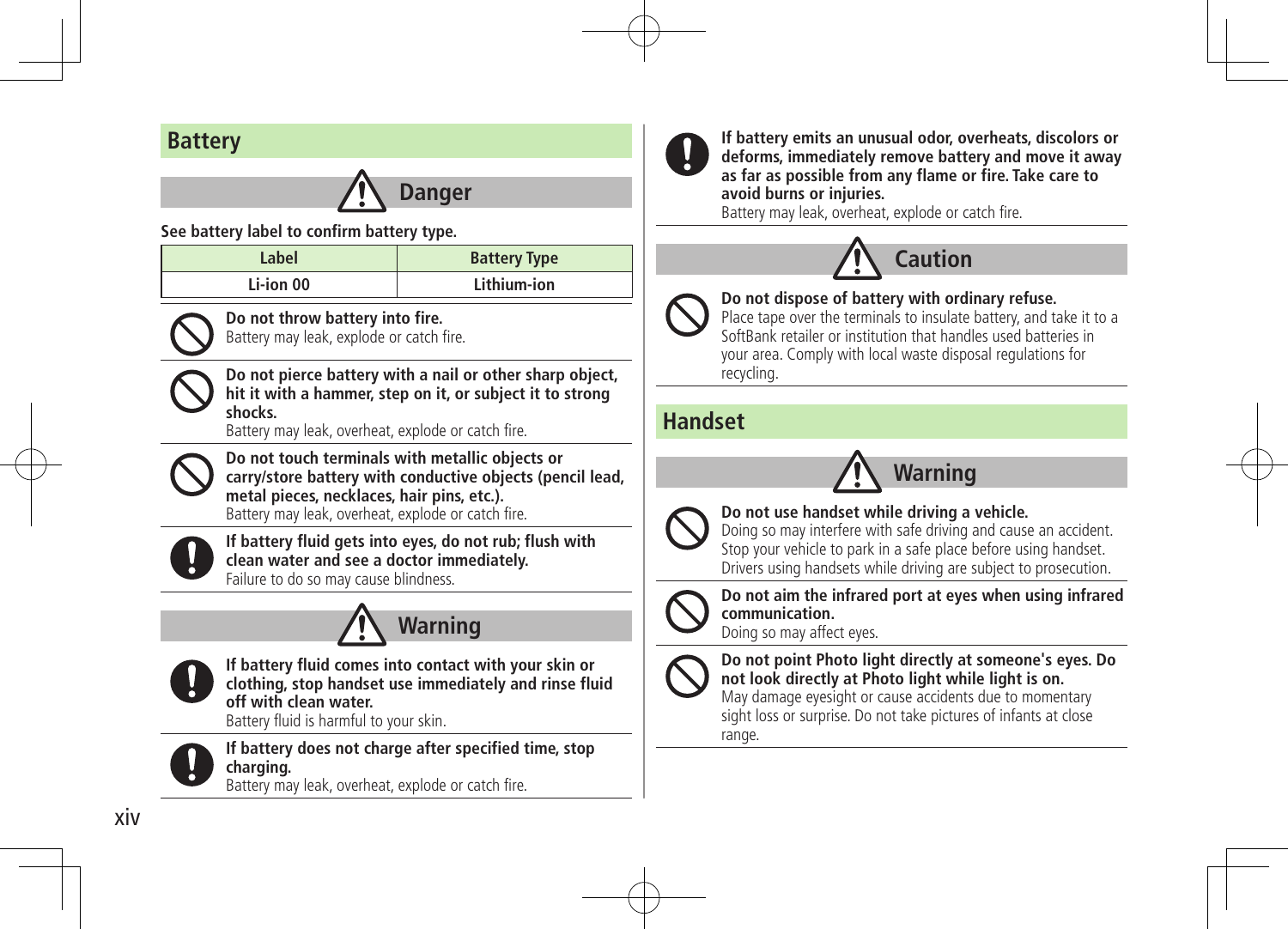## Battery

### Danger

**See battery label to confirm battery type.**

| Label | Battery Type |
| --- | --- |
| Li-ion 00 | Lithium-ion |

**Do not throw battery into fire.**
Battery may leak, explode or catch fire.

**Do not pierce battery with a nail or other sharp object, hit it with a hammer, step on it, or subject it to strong shocks.**
Battery may leak, overheat, explode or catch fire.

**Do not touch terminals with metallic objects or carry/store battery with conductive objects (pencil lead, metal pieces, necklaces, hair pins, etc.).**
Battery may leak, overheat, explode or catch fire.

**If battery fluid gets into eyes, do not rub; flush with clean water and see a doctor immediately.**
Failure to do so may cause blindness.

### Warning

**If battery fluid comes into contact with your skin or clothing, stop handset use immediately and rinse fluid off with clean water.**
Battery fluid is harmful to your skin.

**If battery does not charge after specified time, stop charging.**
Battery may leak, overheat, explode or catch fire.

**If battery emits an unusual odor, overheats, discolors or deforms, immediately remove battery and move it away as far as possible from any flame or fire. Take care to avoid burns or injuries.**
Battery may leak, overheat, explode or catch fire.

### Caution

**Do not dispose of battery with ordinary refuse.**
Place tape over the terminals to insulate battery, and take it to a SoftBank retailer or institution that handles used batteries in your area. Comply with local waste disposal regulations for recycling.

## Handset

### Warning

**Do not use handset while driving a vehicle.**
Doing so may interfere with safe driving and cause an accident. Stop your vehicle to park in a safe place before using handset. Drivers using handsets while driving are subject to prosecution.

**Do not aim the infrared port at eyes when using infrared communication.**
Doing so may affect eyes.

**Do not point Photo light directly at someone's eyes. Do not look directly at Photo light while light is on.**
May damage eyesight or cause accidents due to momentary sight loss or surprise. Do not take pictures of infants at close range.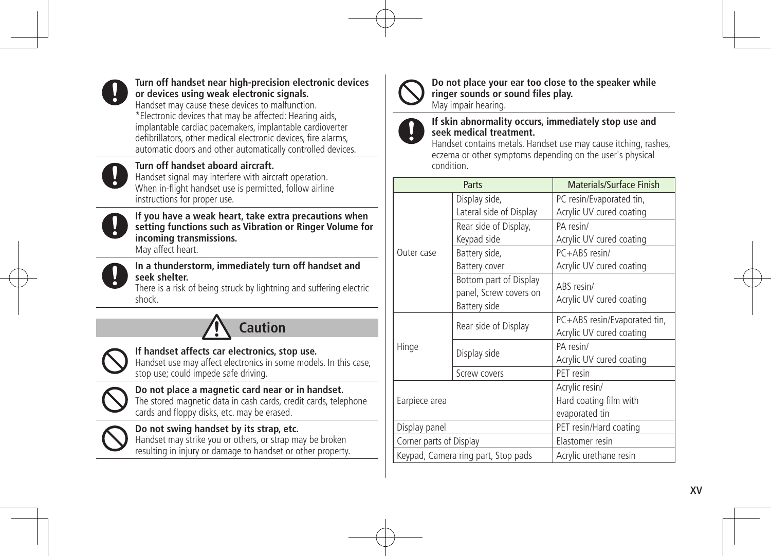**Turn off handset near high-precision electronic devices or devices using weak electronic signals.**
Handset may cause these devices to malfunction.
*Electronic devices that may be affected: Hearing aids, implantable cardiac pacemakers, implantable cardioverter defibrillators, other medical electronic devices, fire alarms, automatic doors and other automatically controlled devices.

**Turn off handset aboard aircraft.**
Handset signal may interfere with aircraft operation.
When in-flight handset use is permitted, follow airline instructions for proper use.

**If you have a weak heart, take extra precautions when setting functions such as Vibration or Ringer Volume for incoming transmissions.**
May affect heart.

**In a thunderstorm, immediately turn off handset and seek shelter.**
There is a risk of being struck by lightning and suffering electric shock.

## Caution

**If handset affects car electronics, stop use.**
Handset use may affect electronics in some models. In this case, stop use; could impede safe driving.

**Do not place a magnetic card near or in handset.**
The stored magnetic data in cash cards, credit cards, telephone cards and floppy disks, etc. may be erased.

**Do not swing handset by its strap, etc.**
Handset may strike you or others, or strap may be broken resulting in injury or damage to handset or other property.

**Do not place your ear too close to the speaker while ringer sounds or sound files play.**
May impair hearing.

**If skin abnormality occurs, immediately stop use and seek medical treatment.**
Handset contains metals. Handset use may cause itching, rashes, eczema or other symptoms depending on the user's physical condition.

| Parts | | Materials/Surface Finish |
|---|---|---|
| Outer case | Display side, Lateral side of Display | PC resin/Evaporated tin, Acrylic UV cured coating |
| | Rear side of Display, Keypad side | PA resin/ Acrylic UV cured coating |
| | Battery side, Battery cover | PC+ABS resin/ Acrylic UV cured coating |
| | Bottom part of Display panel, Screw covers on Battery side | ABS resin/ Acrylic UV cured coating |
| Hinge | Rear side of Display | PC+ABS resin/Evaporated tin, Acrylic UV cured coating |
| | Display side | PA resin/ Acrylic UV cured coating |
| | Screw covers | PET resin |
| Earpiece area | | Acrylic resin/ Hard coating film with evaporated tin |
| Display panel | | PET resin/Hard coating |
| Corner parts of Display | | Elastomer resin |
| Keypad, Camera ring part, Stop pads | | Acrylic urethane resin |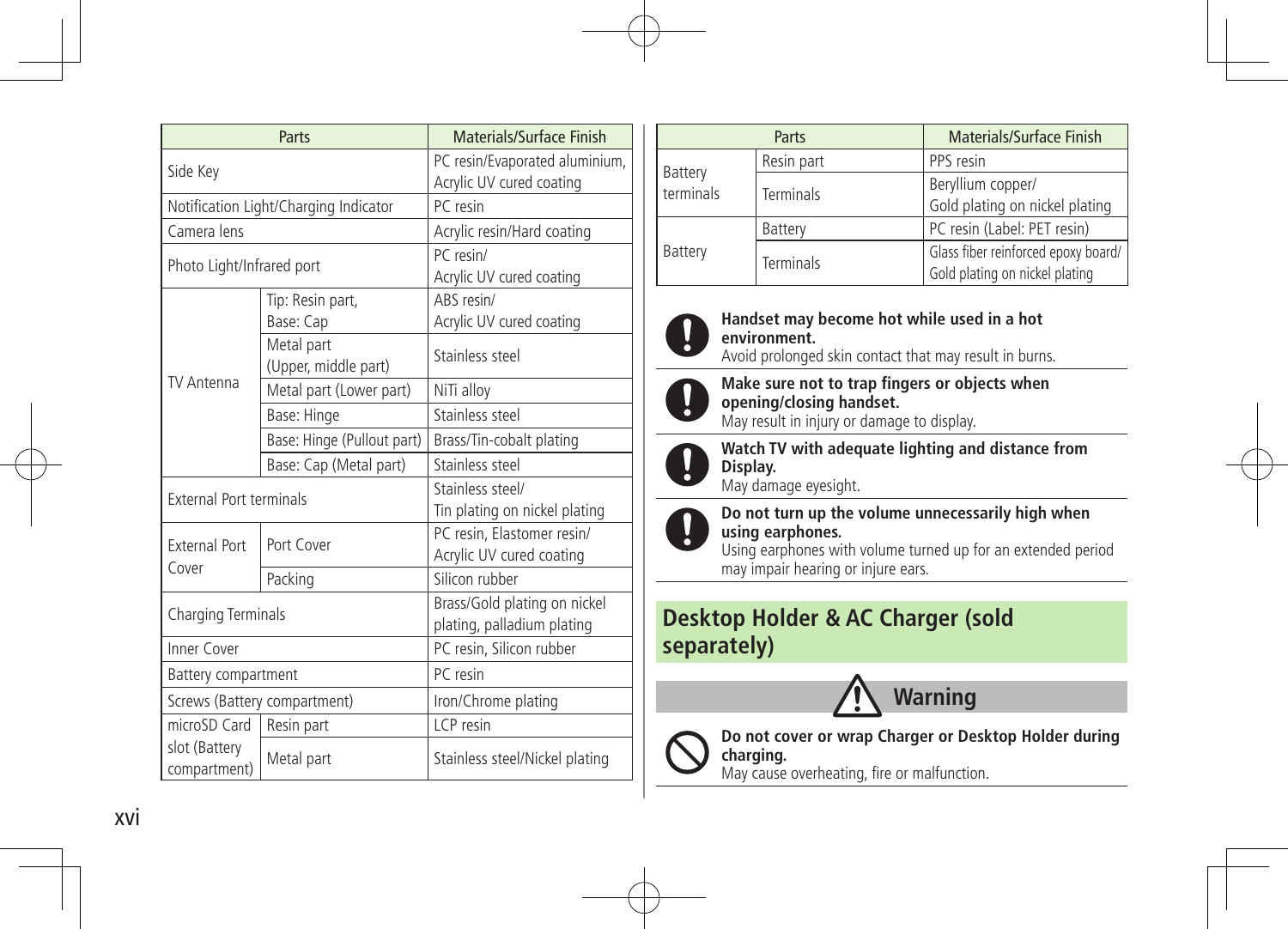| Parts | | Materials/Surface Finish |
|---|---|---|
| Side Key | | PC resin/Evaporated aluminium, Acrylic UV cured coating |
| Notification Light/Charging Indicator | | PC resin |
| Camera lens | | Acrylic resin/Hard coating |
| Photo Light/Infrared port | | PC resin/ Acrylic UV cured coating |
| TV Antenna | Tip: Resin part, Base: Cap | ABS resin/ Acrylic UV cured coating |
| | Metal part (Upper, middle part) | Stainless steel |
| | Metal part (Lower part) | NiTi alloy |
| | Base: Hinge | Stainless steel |
| | Base: Hinge (Pullout part) | Brass/Tin-cobalt plating |
| | Base: Cap (Metal part) | Stainless steel |
| External Port terminals | | Stainless steel/ Tin plating on nickel plating |
| External Port Cover | Port Cover | PC resin, Elastomer resin/ Acrylic UV cured coating |
| | Packing | Silicon rubber |
| Charging Terminals | | Brass/Gold plating on nickel plating, palladium plating |
| Inner Cover | | PC resin, Silicon rubber |
| Battery compartment | | PC resin |
| Screws (Battery compartment) | | Iron/Chrome plating |
| microSD Card slot (Battery compartment) | Resin part | LCP resin |
| | Metal part | Stainless steel/Nickel plating |

| Parts | | Materials/Surface Finish |
|---|---|---|
| Battery terminals | Resin part | PPS resin |
| | Terminals | Beryllium copper/ Gold plating on nickel plating |
| Battery | Battery | PC resin (Label: PET resin) |
| | Terminals | Glass fiber reinforced epoxy board/ Gold plating on nickel plating |

**Handset may become hot while used in a hot environment.**
Avoid prolonged skin contact that may result in burns.

**Make sure not to trap fingers or objects when opening/closing handset.**
May result in injury or damage to display.

**Watch TV with adequate lighting and distance from Display.**
May damage eyesight.

**Do not turn up the volume unnecessarily high when using earphones.**
Using earphones with volume turned up for an extended period may impair hearing or injure ears.

## Desktop Holder & AC Charger (sold separately)

### Warning

**Do not cover or wrap Charger or Desktop Holder during charging.**
May cause overheating, fire or malfunction.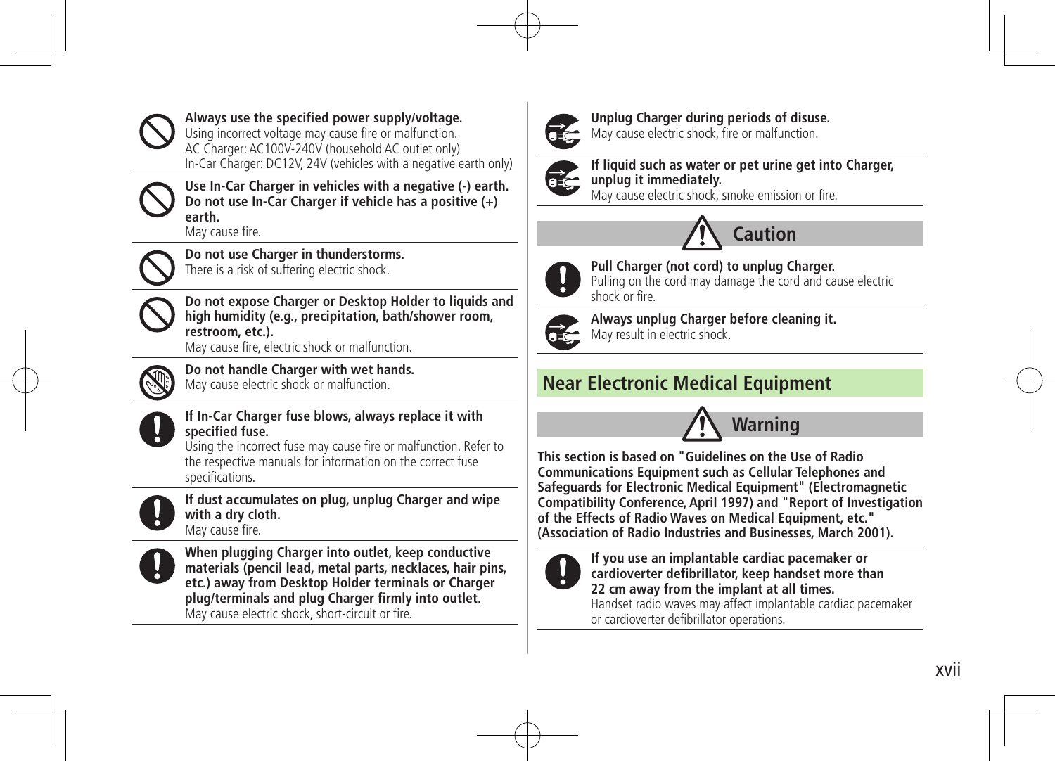**Always use the specified power supply/voltage.**
Using incorrect voltage may cause fire or malfunction.
AC Charger: AC100V-240V (household AC outlet only)
In-Car Charger: DC12V, 24V (vehicles with a negative earth only)

**Use In-Car Charger in vehicles with a negative (-) earth. Do not use In-Car Charger if vehicle has a positive (+) earth.**
May cause fire.

**Do not use Charger in thunderstorms.**
There is a risk of suffering electric shock.

**Do not expose Charger or Desktop Holder to liquids and high humidity (e.g., precipitation, bath/shower room, restroom, etc.).**
May cause fire, electric shock or malfunction.

**Do not handle Charger with wet hands.**
May cause electric shock or malfunction.

**If In-Car Charger fuse blows, always replace it with specified fuse.**
Using the incorrect fuse may cause fire or malfunction. Refer to the respective manuals for information on the correct fuse specifications.

**If dust accumulates on plug, unplug Charger and wipe with a dry cloth.**
May cause fire.

**When plugging Charger into outlet, keep conductive materials (pencil lead, metal parts, necklaces, hair pins, etc.) away from Desktop Holder terminals or Charger plug/terminals and plug Charger firmly into outlet.**
May cause electric shock, short-circuit or fire.

**Unplug Charger during periods of disuse.**
May cause electric shock, fire or malfunction.

**If liquid such as water or pet urine get into Charger, unplug it immediately.**
May cause electric shock, smoke emission or fire.

### Caution

**Pull Charger (not cord) to unplug Charger.**
Pulling on the cord may damage the cord and cause electric shock or fire.

**Always unplug Charger before cleaning it.**
May result in electric shock.

## Near Electronic Medical Equipment

### Warning

**This section is based on "Guidelines on the Use of Radio Communications Equipment such as Cellular Telephones and Safeguards for Electronic Medical Equipment" (Electromagnetic Compatibility Conference, April 1997) and "Report of Investigation of the Effects of Radio Waves on Medical Equipment, etc." (Association of Radio Industries and Businesses, March 2001).**

**If you use an implantable cardiac pacemaker or cardioverter defibrillator, keep handset more than 22 cm away from the implant at all times.**
Handset radio waves may affect implantable cardiac pacemaker or cardioverter defibrillator operations.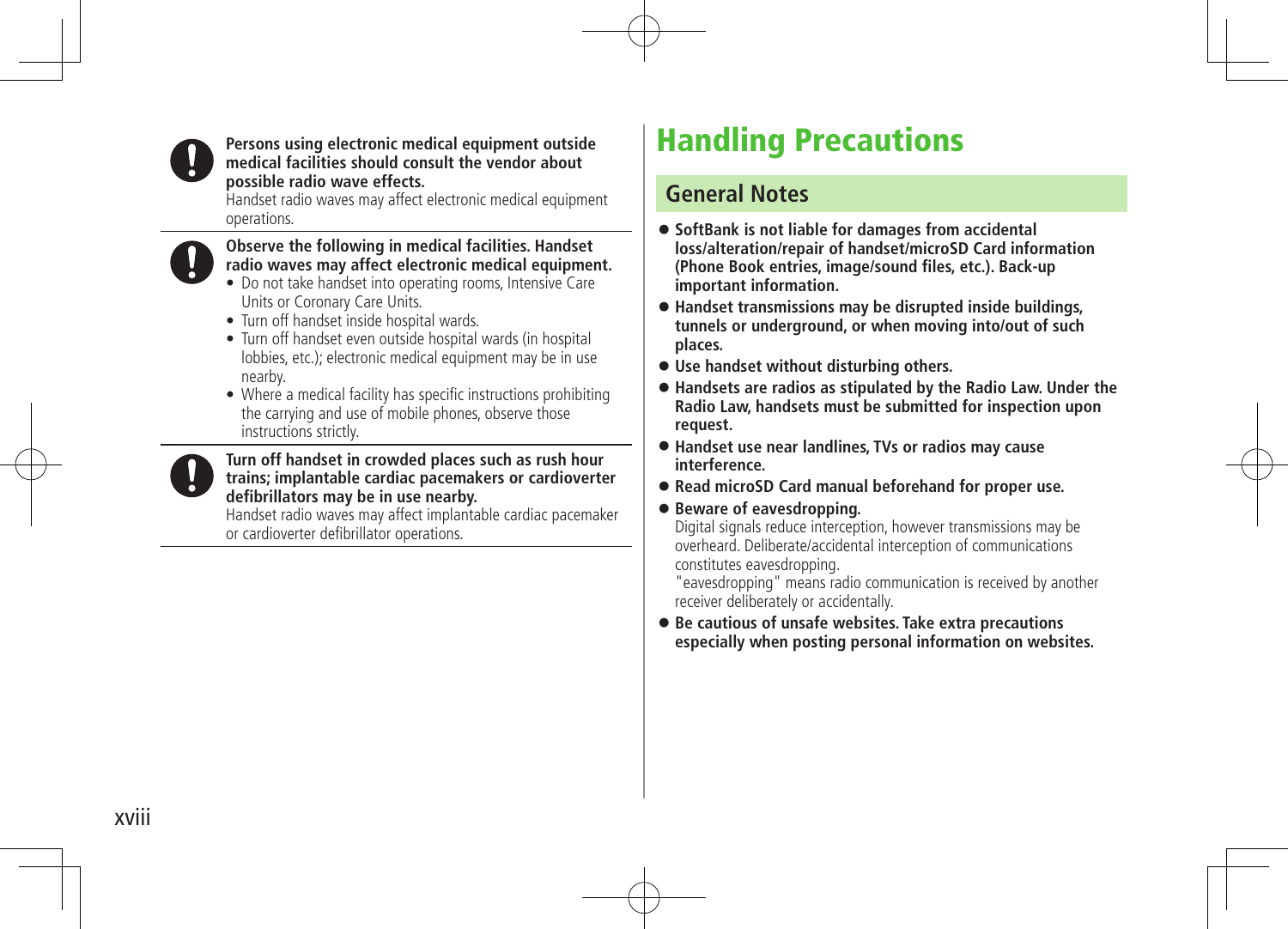**Persons using electronic medical equipment outside medical facilities should consult the vendor about possible radio wave effects.**

Handset radio waves may affect electronic medical equipment operations.

**Observe the following in medical facilities. Handset radio waves may affect electronic medical equipment.**

- Do not take handset into operating rooms, Intensive Care Units or Coronary Care Units.
- Turn off handset inside hospital wards.
- Turn off handset even outside hospital wards (in hospital lobbies, etc.); electronic medical equipment may be in use nearby.
- Where a medical facility has specific instructions prohibiting the carrying and use of mobile phones, observe those instructions strictly.

**Turn off handset in crowded places such as rush hour trains; implantable cardiac pacemakers or cardioverter defibrillators may be in use nearby.**

Handset radio waves may affect implantable cardiac pacemaker or cardioverter defibrillator operations.

# Handling Precautions

## General Notes

- **SoftBank is not liable for damages from accidental loss/alteration/repair of handset/microSD Card information (Phone Book entries, image/sound files, etc.). Back-up important information.**
- **Handset transmissions may be disrupted inside buildings, tunnels or underground, or when moving into/out of such places.**
- **Use handset without disturbing others.**
- **Handsets are radios as stipulated by the Radio Law. Under the Radio Law, handsets must be submitted for inspection upon request.**
- **Handset use near landlines, TVs or radios may cause interference.**
- **Read microSD Card manual beforehand for proper use.**
- **Beware of eavesdropping.**
  Digital signals reduce interception, however transmissions may be overheard. Deliberate/accidental interception of communications constitutes eavesdropping.
  "eavesdropping" means radio communication is received by another receiver deliberately or accidentally.
- **Be cautious of unsafe websites. Take extra precautions especially when posting personal information on websites.**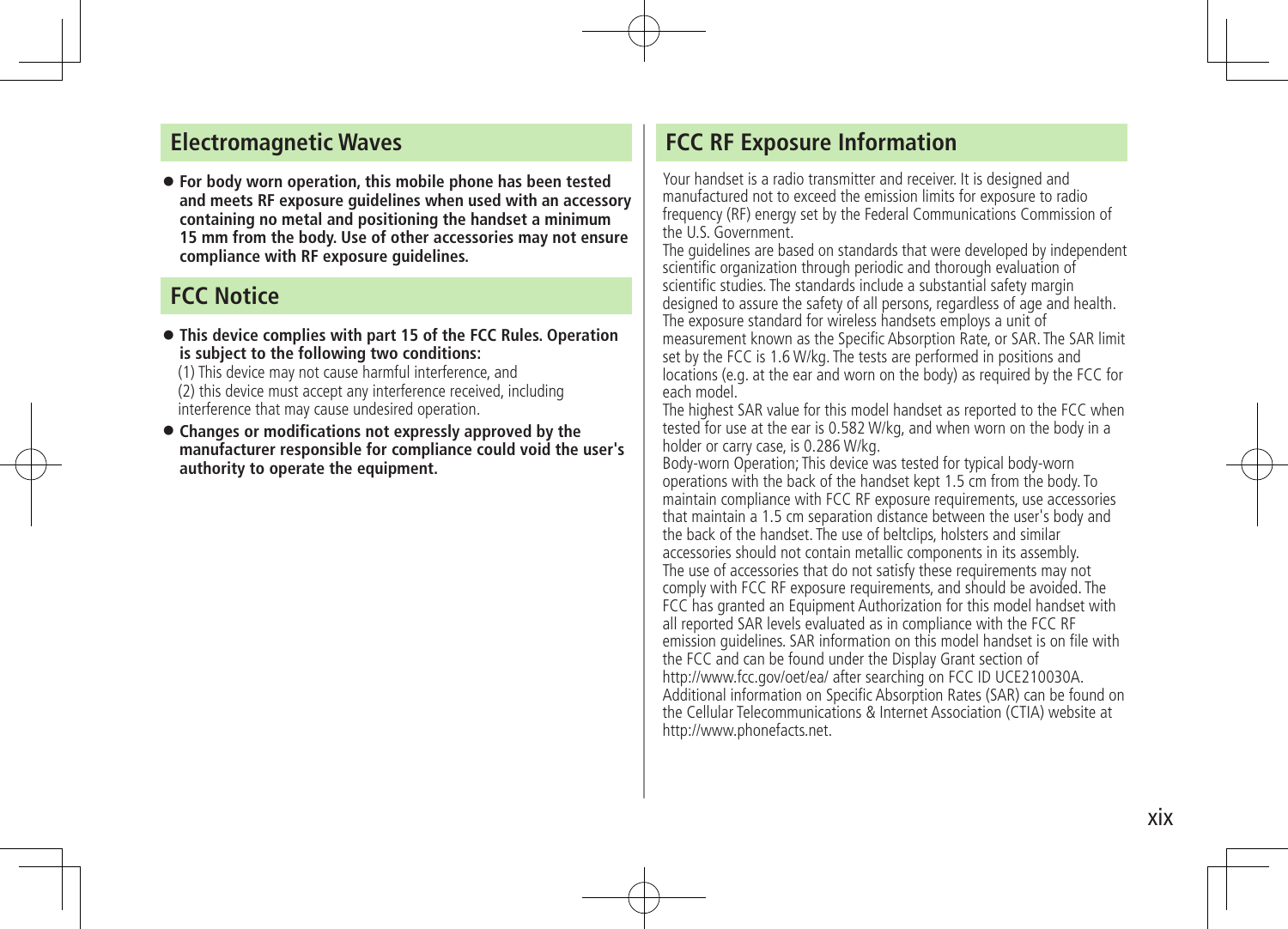## Electromagnetic Waves

- **For body worn operation, this mobile phone has been tested and meets RF exposure guidelines when used with an accessory containing no metal and positioning the handset a minimum 15 mm from the body. Use of other accessories may not ensure compliance with RF exposure guidelines.**

## FCC Notice

- **This device complies with part 15 of the FCC Rules. Operation is subject to the following two conditions:**
  (1) This device may not cause harmful interference, and
  (2) this device must accept any interference received, including interference that may cause undesired operation.
- **Changes or modifications not expressly approved by the manufacturer responsible for compliance could void the user's authority to operate the equipment.**

## FCC RF Exposure Information

Your handset is a radio transmitter and receiver. It is designed and manufactured not to exceed the emission limits for exposure to radio frequency (RF) energy set by the Federal Communications Commission of the U.S. Government.
The guidelines are based on standards that were developed by independent scientific organization through periodic and thorough evaluation of scientific studies. The standards include a substantial safety margin designed to assure the safety of all persons, regardless of age and health.
The exposure standard for wireless handsets employs a unit of measurement known as the Specific Absorption Rate, or SAR. The SAR limit set by the FCC is 1.6 W/kg. The tests are performed in positions and locations (e.g. at the ear and worn on the body) as required by the FCC for each model.
The highest SAR value for this model handset as reported to the FCC when tested for use at the ear is 0.582 W/kg, and when worn on the body in a holder or carry case, is 0.286 W/kg.
Body-worn Operation; This device was tested for typical body-worn operations with the back of the handset kept 1.5 cm from the body. To maintain compliance with FCC RF exposure requirements, use accessories that maintain a 1.5 cm separation distance between the user's body and the back of the handset. The use of beltclips, holsters and similar accessories should not contain metallic components in its assembly.
The use of accessories that do not satisfy these requirements may not comply with FCC RF exposure requirements, and should be avoided. The FCC has granted an Equipment Authorization for this model handset with all reported SAR levels evaluated as in compliance with the FCC RF emission guidelines. SAR information on this model handset is on file with the FCC and can be found under the Display Grant section of http://www.fcc.gov/oet/ea/ after searching on FCC ID UCE210030A.
Additional information on Specific Absorption Rates (SAR) can be found on the Cellular Telecommunications & Internet Association (CTIA) website at http://www.phonefacts.net.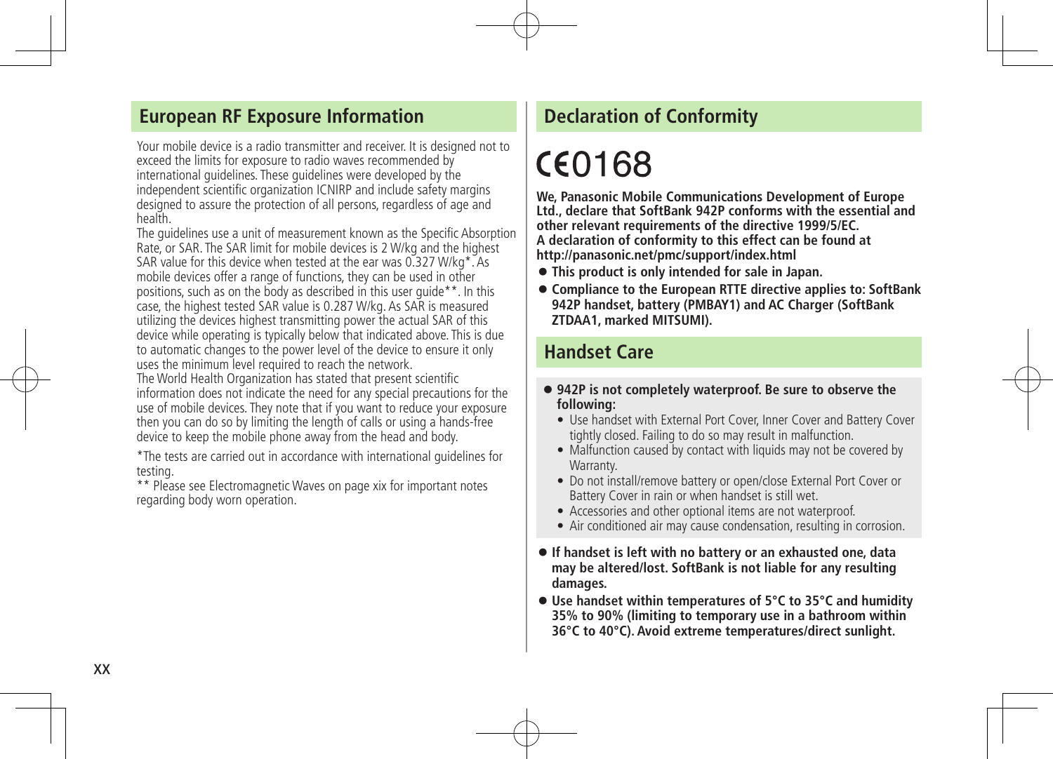## European RF Exposure Information

Your mobile device is a radio transmitter and receiver. It is designed not to exceed the limits for exposure to radio waves recommended by international guidelines. These guidelines were developed by the independent scientific organization ICNIRP and include safety margins designed to assure the protection of all persons, regardless of age and health.

The guidelines use a unit of measurement known as the Specific Absorption Rate, or SAR. The SAR limit for mobile devices is 2 W/kg and the highest SAR value for this device when tested at the ear was 0.327 W/kg*. As mobile devices offer a range of functions, they can be used in other positions, such as on the body as described in this user guide**. In this case, the highest tested SAR value is 0.287 W/kg. As SAR is measured utilizing the devices highest transmitting power the actual SAR of this device while operating is typically below that indicated above. This is due to automatic changes to the power level of the device to ensure it only uses the minimum level required to reach the network.

The World Health Organization has stated that present scientific information does not indicate the need for any special precautions for the use of mobile devices. They note that if you want to reduce your exposure then you can do so by limiting the length of calls or using a hands-free device to keep the mobile phone away from the head and body.

*The tests are carried out in accordance with international guidelines for testing.

** Please see Electromagnetic Waves on page xix for important notes regarding body worn operation.

## Declaration of Conformity

CE0168

**We, Panasonic Mobile Communications Development of Europe Ltd., declare that SoftBank 942P conforms with the essential and other relevant requirements of the directive 1999/5/EC.**
**A declaration of conformity to this effect can be found at http://panasonic.net/pmc/support/index.html**

- **This product is only intended for sale in Japan.**
- **Compliance to the European RTTE directive applies to: SoftBank 942P handset, battery (PMBAY1) and AC Charger (SoftBank ZTDAA1, marked MITSUMI).**

## Handset Care

- **942P is not completely waterproof. Be sure to observe the following:**
  - Use handset with External Port Cover, Inner Cover and Battery Cover tightly closed. Failing to do so may result in malfunction.
  - Malfunction caused by contact with liquids may not be covered by Warranty.
  - Do not install/remove battery or open/close External Port Cover or Battery Cover in rain or when handset is still wet.
  - Accessories and other optional items are not waterproof.
  - Air conditioned air may cause condensation, resulting in corrosion.
- **If handset is left with no battery or an exhausted one, data may be altered/lost. SoftBank is not liable for any resulting damages.**
- **Use handset within temperatures of 5°C to 35°C and humidity 35% to 90% (limiting to temporary use in a bathroom within 36°C to 40°C). Avoid extreme temperatures/direct sunlight.**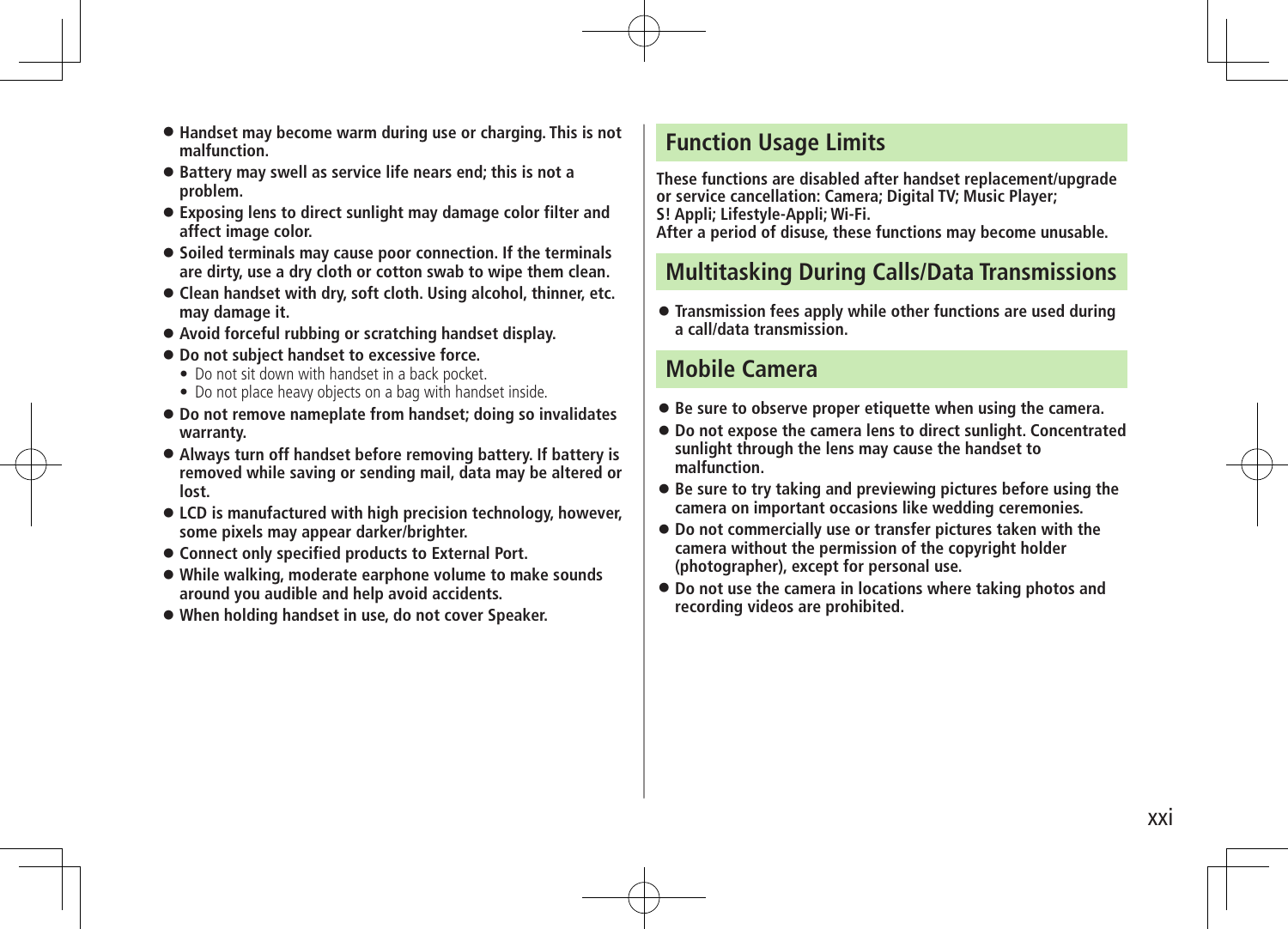- **Handset may become warm during use or charging. This is not malfunction.**
- **Battery may swell as service life nears end; this is not a problem.**
- **Exposing lens to direct sunlight may damage color filter and affect image color.**
- **Soiled terminals may cause poor connection. If the terminals are dirty, use a dry cloth or cotton swab to wipe them clean.**
- **Clean handset with dry, soft cloth. Using alcohol, thinner, etc. may damage it.**
- **Avoid forceful rubbing or scratching handset display.**
- **Do not subject handset to excessive force.**
  - Do not sit down with handset in a back pocket.
  - Do not place heavy objects on a bag with handset inside.
- **Do not remove nameplate from handset; doing so invalidates warranty.**
- **Always turn off handset before removing battery. If battery is removed while saving or sending mail, data may be altered or lost.**
- **LCD is manufactured with high precision technology, however, some pixels may appear darker/brighter.**
- **Connect only specified products to External Port.**
- **While walking, moderate earphone volume to make sounds around you audible and help avoid accidents.**
- **When holding handset in use, do not cover Speaker.**

## Function Usage Limits

**These functions are disabled after handset replacement/upgrade or service cancellation: Camera; Digital TV; Music Player; S! Appli; Lifestyle-Appli; Wi-Fi.**
**After a period of disuse, these functions may become unusable.**

## Multitasking During Calls/Data Transmissions

- **Transmission fees apply while other functions are used during a call/data transmission.**

## Mobile Camera

- **Be sure to observe proper etiquette when using the camera.**
- **Do not expose the camera lens to direct sunlight. Concentrated sunlight through the lens may cause the handset to malfunction.**
- **Be sure to try taking and previewing pictures before using the camera on important occasions like wedding ceremonies.**
- **Do not commercially use or transfer pictures taken with the camera without the permission of the copyright holder (photographer), except for personal use.**
- **Do not use the camera in locations where taking photos and recording videos are prohibited.**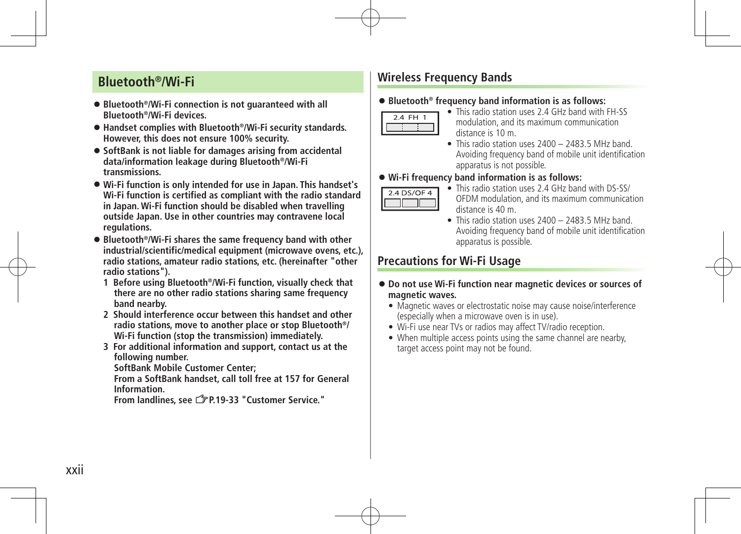## Bluetooth®/Wi-Fi

- **Bluetooth®/Wi-Fi connection is not guaranteed with all Bluetooth®/Wi-Fi devices.**
- **Handset complies with Bluetooth®/Wi-Fi security standards. However, this does not ensure 100% security.**
- **SoftBank is not liable for damages arising from accidental data/information leakage during Bluetooth®/Wi-Fi transmissions.**
- **Wi-Fi function is only intended for use in Japan. This handset's Wi-Fi function is certified as compliant with the radio standard in Japan. Wi-Fi function should be disabled when travelling outside Japan. Use in other countries may contravene local regulations.**
- **Bluetooth®/Wi-Fi shares the same frequency band with other industrial/scientific/medical equipment (microwave ovens, etc.), radio stations, amateur radio stations, etc. (hereinafter "other radio stations").**
  1. **Before using Bluetooth®/Wi-Fi function, visually check that there are no other radio stations sharing same frequency band nearby.**
  2. **Should interference occur between this handset and other radio stations, move to another place or stop Bluetooth®/ Wi-Fi function (stop the transmission) immediately.**
  3. **For additional information and support, contact us at the following number.**
     **SoftBank Mobile Customer Center;**
     **From a SoftBank handset, call toll free at 157 for General Information.**
     **From landlines, see ☞P.19-33 "Customer Service."**

## Wireless Frequency Bands

- **Bluetooth® frequency band information is as follows:**

  2.4 FH 1

  - This radio station uses 2.4 GHz band with FH-SS modulation, and its maximum communication distance is 10 m.
  - This radio station uses 2400 – 2483.5 MHz band. Avoiding frequency band of mobile unit identification apparatus is not possible.
- **Wi-Fi frequency band information is as follows:**

  2.4 DS/OF 4

  - This radio station uses 2.4 GHz band with DS-SS/ OFDM modulation, and its maximum communication distance is 40 m.
  - This radio station uses 2400 – 2483.5 MHz band. Avoiding frequency band of mobile unit identification apparatus is possible.

## Precautions for Wi-Fi Usage

- **Do not use Wi-Fi function near magnetic devices or sources of magnetic waves.**
  - Magnetic waves or electrostatic noise may cause noise/interference (especially when a microwave oven is in use).
  - Wi-Fi use near TVs or radios may affect TV/radio reception.
  - When multiple access points using the same channel are nearby, target access point may not be found.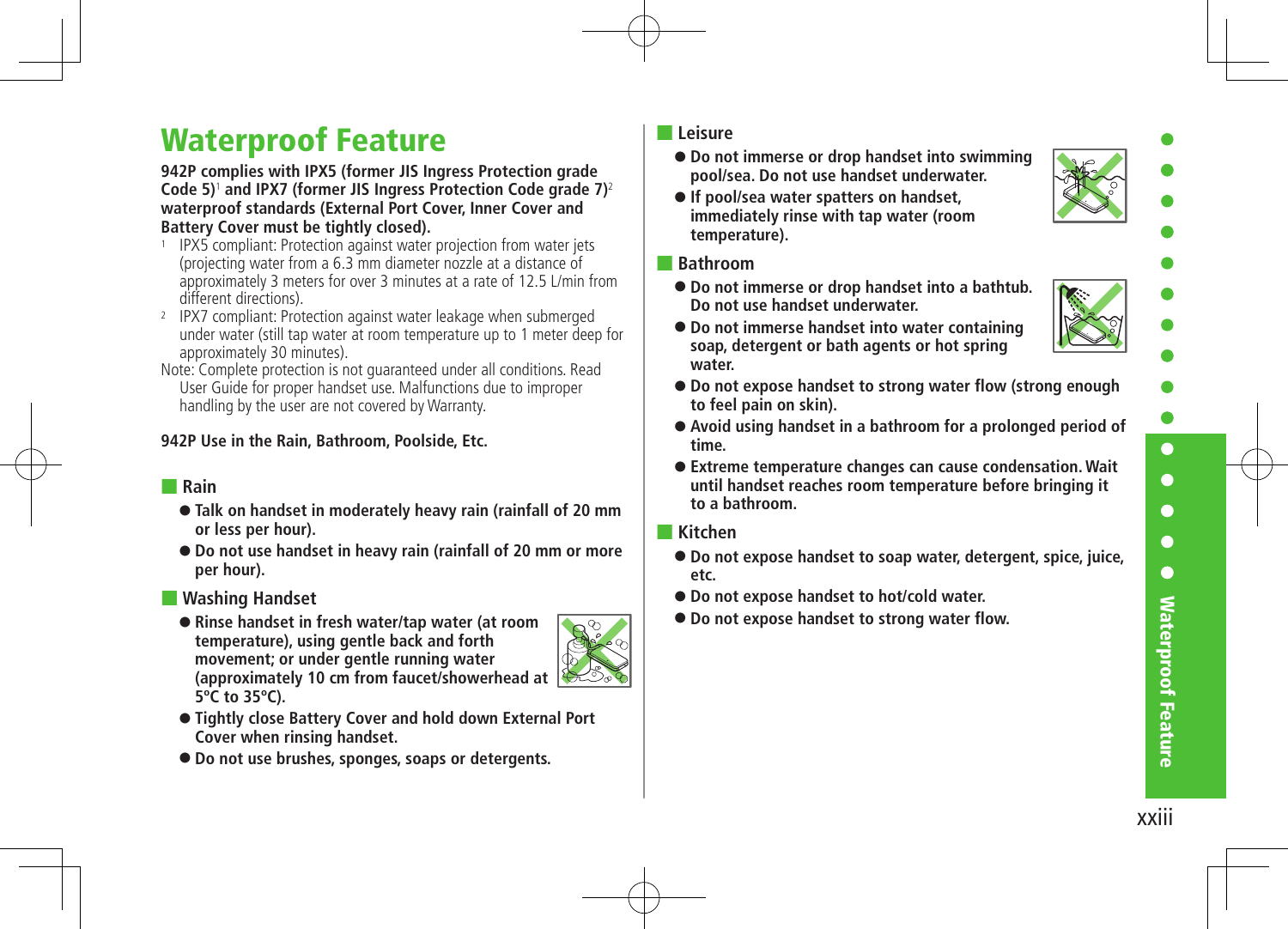# Waterproof Feature

**942P complies with IPX5 (former JIS Ingress Protection grade Code 5)[1] and IPX7 (former JIS Ingress Protection Code grade 7)[2] waterproof standards (External Port Cover, Inner Cover and Battery Cover must be tightly closed).**

1. IPX5 compliant: Protection against water projection from water jets (projecting water from a 6.3 mm diameter nozzle at a distance of approximately 3 meters for over 3 minutes at a rate of 12.5 L/min from different directions).
2. IPX7 compliant: Protection against water leakage when submerged under water (still tap water at room temperature up to 1 meter deep for approximately 30 minutes).

Note: Complete protection is not guaranteed under all conditions. Read User Guide for proper handset use. Malfunctions due to improper handling by the user are not covered by Warranty.

**942P Use in the Rain, Bathroom, Poolside, Etc.**

## Rain

- **Talk on handset in moderately heavy rain (rainfall of 20 mm or less per hour).**
- **Do not use handset in heavy rain (rainfall of 20 mm or more per hour).**

## Washing Handset

- **Rinse handset in fresh water/tap water (at room temperature), using gentle back and forth movement; or under gentle running water (approximately 10 cm from faucet/showerhead at 5ºC to 35ºC).**
- **Tightly close Battery Cover and hold down External Port Cover when rinsing handset.**
- **Do not use brushes, sponges, soaps or detergents.**

## Leisure

- **Do not immerse or drop handset into swimming pool/sea. Do not use handset underwater.**
- **If pool/sea water spatters on handset, immediately rinse with tap water (room temperature).**

## Bathroom

- **Do not immerse or drop handset into a bathtub. Do not use handset underwater.**
- **Do not immerse handset into water containing soap, detergent or bath agents or hot spring water.**
- **Do not expose handset to strong water flow (strong enough to feel pain on skin).**
- **Avoid using handset in a bathroom for a prolonged period of time.**
- **Extreme temperature changes can cause condensation. Wait until handset reaches room temperature before bringing it to a bathroom.**

## Kitchen

- **Do not expose handset to soap water, detergent, spice, juice, etc.**
- **Do not expose handset to hot/cold water.**
- **Do not expose handset to strong water flow.**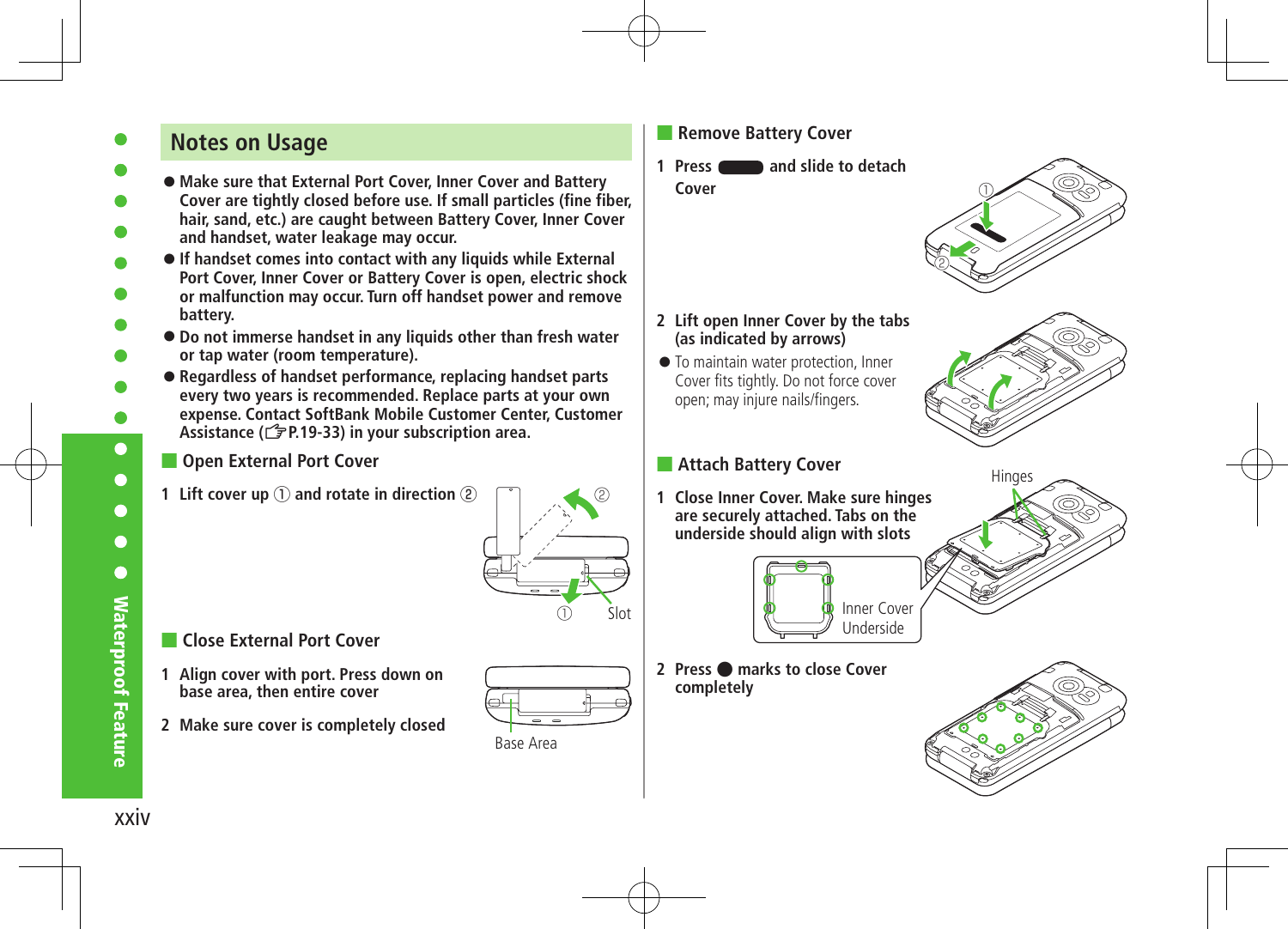## Notes on Usage

- **Make sure that External Port Cover, Inner Cover and Battery Cover are tightly closed before use. If small particles (fine fiber, hair, sand, etc.) are caught between Battery Cover, Inner Cover and handset, water leakage may occur.**
- **If handset comes into contact with any liquids while External Port Cover, Inner Cover or Battery Cover is open, electric shock or malfunction may occur. Turn off handset power and remove battery.**
- **Do not immerse handset in any liquids other than fresh water or tap water (room temperature).**
- **Regardless of handset performance, replacing handset parts every two years is recommended. Replace parts at your own expense. Contact SoftBank Mobile Customer Center, Customer Assistance (☞P.19-33) in your subscription area.**

### Open External Port Cover

1. **Lift cover up ① and rotate in direction ②**

### Close External Port Cover

1. **Align cover with port. Press down on base area, then entire cover**
2. **Make sure cover is completely closed**

### Remove Battery Cover

1. **Press ▬ and slide to detach Cover**
2. **Lift open Inner Cover by the tabs (as indicated by arrows)**
   - To maintain water protection, Inner Cover fits tightly. Do not force cover open; may injure nails/fingers.

### Attach Battery Cover

1. **Close Inner Cover. Make sure hinges are securely attached. Tabs on the underside should align with slots**
2. **Press ● marks to close Cover completely**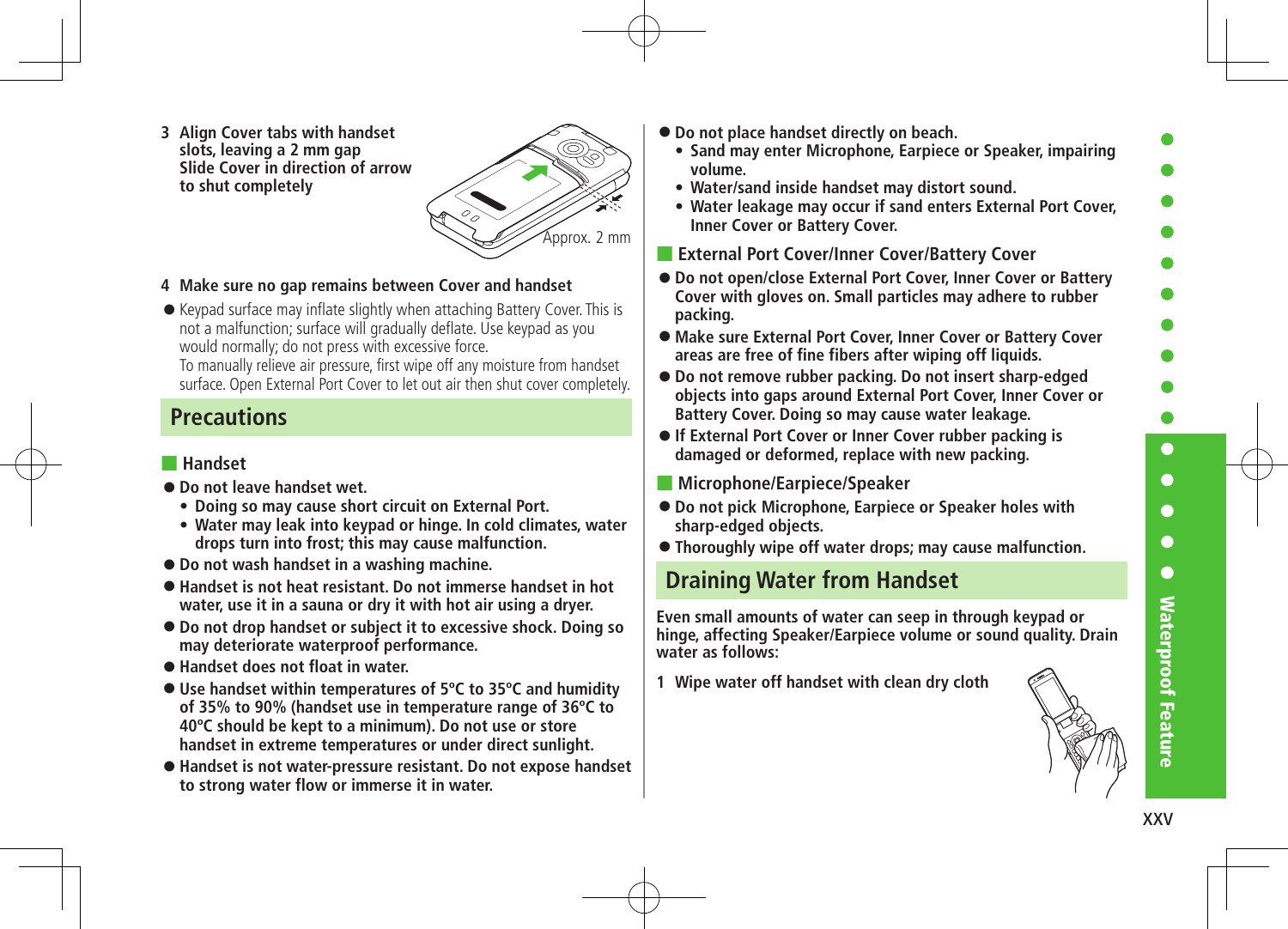3 **Align Cover tabs with handset slots, leaving a 2 mm gap Slide Cover in direction of arrow to shut completely**

Approx. 2 mm

4 **Make sure no gap remains between Cover and handset**

- Keypad surface may inflate slightly when attaching Battery Cover. This is not a malfunction; surface will gradually deflate. Use keypad as you would normally; do not press with excessive force.
  To manually relieve air pressure, first wipe off any moisture from handset surface. Open External Port Cover to let out air then shut cover completely.

## Precautions

### Handset

- **Do not leave handset wet.**
  - **Doing so may cause short circuit on External Port.**
  - **Water may leak into keypad or hinge. In cold climates, water drops turn into frost; this may cause malfunction.**
- **Do not wash handset in a washing machine.**
- **Handset is not heat resistant. Do not immerse handset in hot water, use it in a sauna or dry it with hot air using a dryer.**
- **Do not drop handset or subject it to excessive shock. Doing so may deteriorate waterproof performance.**
- **Handset does not float in water.**
- **Use handset within temperatures of 5ºC to 35ºC and humidity of 35% to 90% (handset use in temperature range of 36ºC to 40ºC should be kept to a minimum). Do not use or store handset in extreme temperatures or under direct sunlight.**
- **Handset is not water-pressure resistant. Do not expose handset to strong water flow or immerse it in water.**
- **Do not place handset directly on beach.**
  - **Sand may enter Microphone, Earpiece or Speaker, impairing volume.**
  - **Water/sand inside handset may distort sound.**
  - **Water leakage may occur if sand enters External Port Cover, Inner Cover or Battery Cover.**

### External Port Cover/Inner Cover/Battery Cover

- **Do not open/close External Port Cover, Inner Cover or Battery Cover with gloves on. Small particles may adhere to rubber packing.**
- **Make sure External Port Cover, Inner Cover or Battery Cover areas are free of fine fibers after wiping off liquids.**
- **Do not remove rubber packing. Do not insert sharp-edged objects into gaps around External Port Cover, Inner Cover or Battery Cover. Doing so may cause water leakage.**
- **If External Port Cover or Inner Cover rubber packing is damaged or deformed, replace with new packing.**

### Microphone/Earpiece/Speaker

- **Do not pick Microphone, Earpiece or Speaker holes with sharp-edged objects.**
- **Thoroughly wipe off water drops; may cause malfunction.**

## Draining Water from Handset

**Even small amounts of water can seep in through keypad or hinge, affecting Speaker/Earpiece volume or sound quality. Drain water as follows:**

1 **Wipe water off handset with clean dry cloth**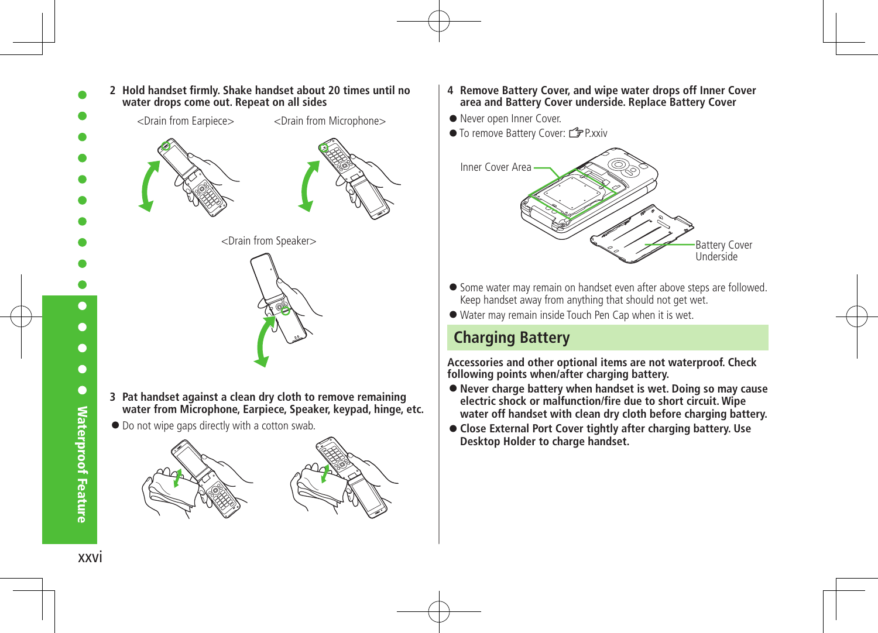2 **Hold handset firmly. Shake handset about 20 times until no water drops come out. Repeat on all sides**

<Drain from Earpiece> <Drain from Microphone>

<Drain from Speaker>

3 **Pat handset against a clean dry cloth to remove remaining water from Microphone, Earpiece, Speaker, keypad, hinge, etc.**

- Do not wipe gaps directly with a cotton swab.

4 **Remove Battery Cover, and wipe water drops off Inner Cover area and Battery Cover underside. Replace Battery Cover**

- Never open Inner Cover.
- To remove Battery Cover: ☞P.xxiv

Inner Cover Area

Battery Cover Underside

- Some water may remain on handset even after above steps are followed. Keep handset away from anything that should not get wet.
- Water may remain inside Touch Pen Cap when it is wet.

## Charging Battery

**Accessories and other optional items are not waterproof. Check following points when/after charging battery.**

- **Never charge battery when handset is wet. Doing so may cause electric shock or malfunction/fire due to short circuit. Wipe water off handset with clean dry cloth before charging battery.**
- **Close External Port Cover tightly after charging battery. Use Desktop Holder to charge handset.**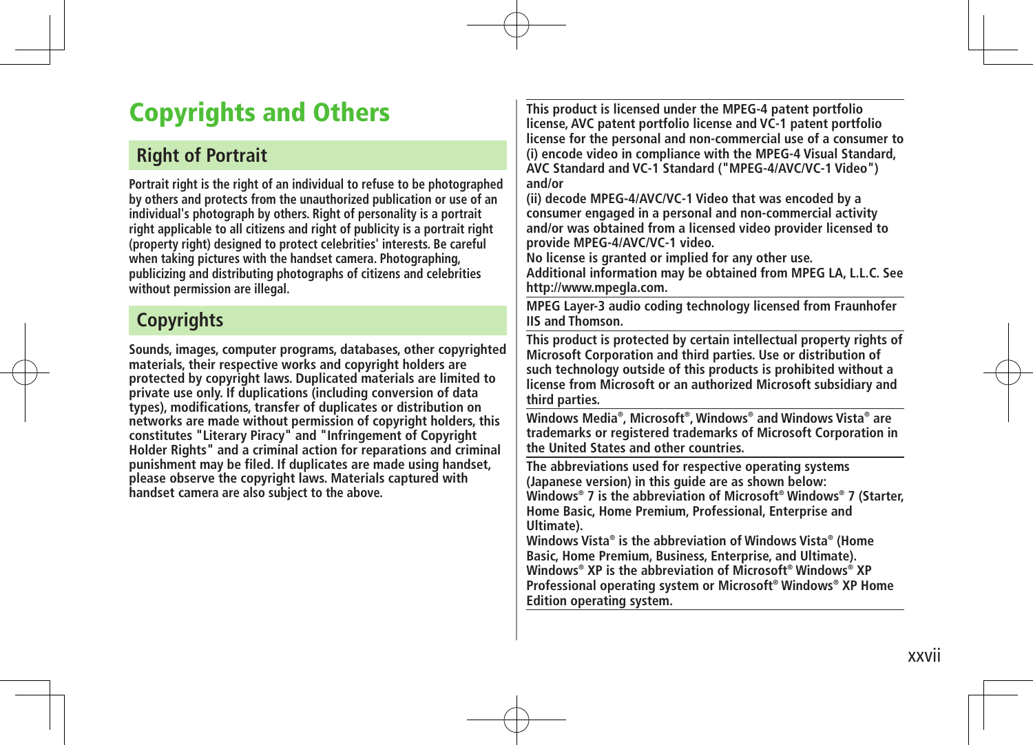# Copyrights and Others

## Right of Portrait

Portrait right is the right of an individual to refuse to be photographed by others and protects from the unauthorized publication or use of an individual's photograph by others. Right of personality is a portrait right applicable to all citizens and right of publicity is a portrait right (property right) designed to protect celebrities' interests. Be careful when taking pictures with the handset camera. Photographing, publicizing and distributing photographs of citizens and celebrities without permission are illegal.

## Copyrights

Sounds, images, computer programs, databases, other copyrighted materials, their respective works and copyright holders are protected by copyright laws. Duplicated materials are limited to private use only. If duplications (including conversion of data types), modifications, transfer of duplicates or distribution on networks are made without permission of copyright holders, this constitutes "Literary Piracy" and "Infringement of Copyright Holder Rights" and a criminal action for reparations and criminal punishment may be filed. If duplicates are made using handset, please observe the copyright laws. Materials captured with handset camera are also subject to the above.

This product is licensed under the MPEG-4 patent portfolio license, AVC patent portfolio license and VC-1 patent portfolio license for the personal and non-commercial use of a consumer to (i) encode video in compliance with the MPEG-4 Visual Standard, AVC Standard and VC-1 Standard ("MPEG-4/AVC/VC-1 Video") and/or
(ii) decode MPEG-4/AVC/VC-1 Video that was encoded by a consumer engaged in a personal and non-commercial activity and/or was obtained from a licensed video provider licensed to provide MPEG-4/AVC/VC-1 video.
No license is granted or implied for any other use.
Additional information may be obtained from MPEG LA, L.L.C. See http://www.mpegla.com.

MPEG Layer-3 audio coding technology licensed from Fraunhofer IIS and Thomson.

This product is protected by certain intellectual property rights of Microsoft Corporation and third parties. Use or distribution of such technology outside of this products is prohibited without a license from Microsoft or an authorized Microsoft subsidiary and third parties.

Windows Media®, Microsoft®, Windows® and Windows Vista® are trademarks or registered trademarks of Microsoft Corporation in the United States and other countries.

The abbreviations used for respective operating systems (Japanese version) in this guide are as shown below:
Windows® 7 is the abbreviation of Microsoft® Windows® 7 (Starter, Home Basic, Home Premium, Professional, Enterprise and Ultimate).
Windows Vista® is the abbreviation of Windows Vista® (Home Basic, Home Premium, Business, Enterprise, and Ultimate).
Windows® XP is the abbreviation of Microsoft® Windows® XP Professional operating system or Microsoft® Windows® XP Home Edition operating system.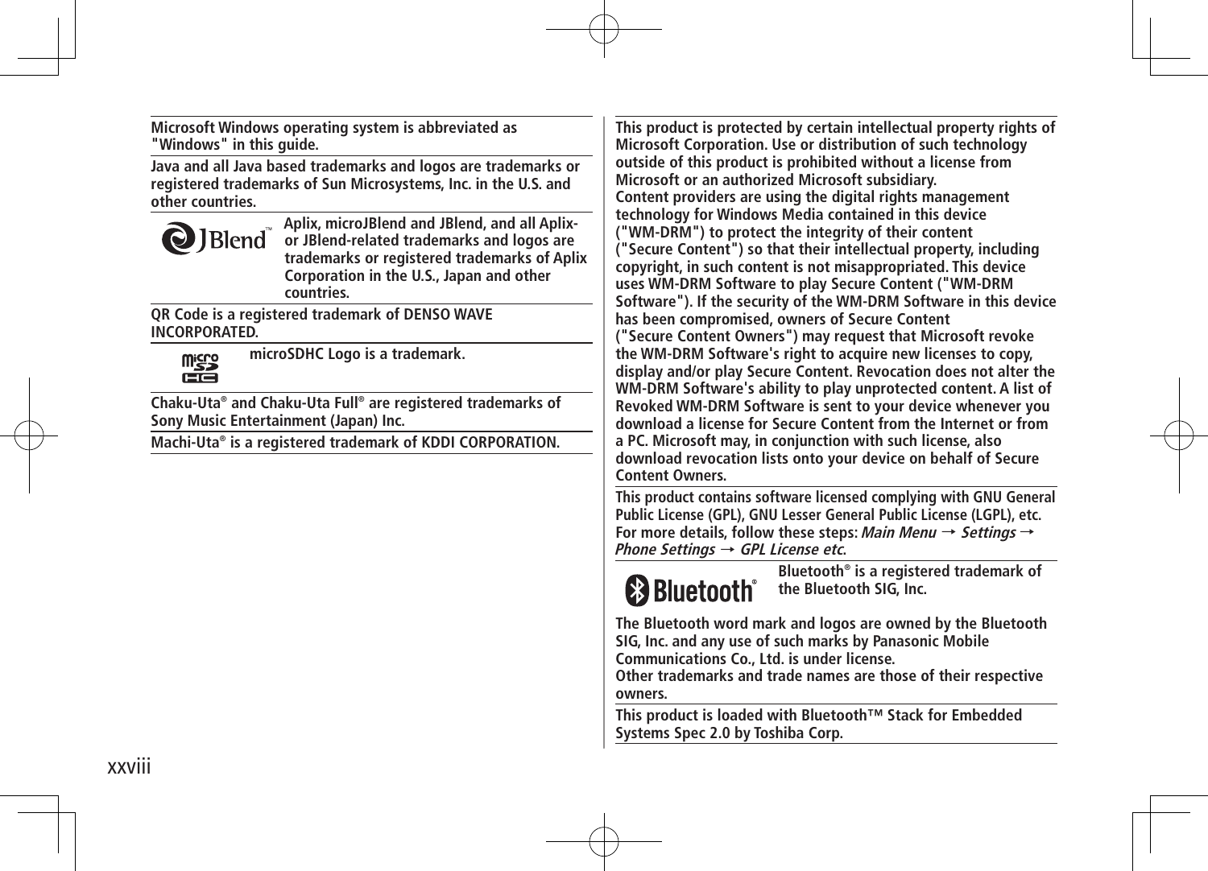Microsoft Windows operating system is abbreviated as "Windows" in this guide.

Java and all Java based trademarks and logos are trademarks or registered trademarks of Sun Microsystems, Inc. in the U.S. and other countries.

Aplix, microJBlend and JBlend, and all Aplix- or JBlend-related trademarks and logos are trademarks or registered trademarks of Aplix Corporation in the U.S., Japan and other countries.

QR Code is a registered trademark of DENSO WAVE INCORPORATED.

microSDHC Logo is a trademark.

Chaku-Uta® and Chaku-Uta Full® are registered trademarks of Sony Music Entertainment (Japan) Inc.

Machi-Uta® is a registered trademark of KDDI CORPORATION.

This product is protected by certain intellectual property rights of Microsoft Corporation. Use or distribution of such technology outside of this product is prohibited without a license from Microsoft or an authorized Microsoft subsidiary.
Content providers are using the digital rights management technology for Windows Media contained in this device ("WM-DRM") to protect the integrity of their content ("Secure Content") so that their intellectual property, including copyright, in such content is not misappropriated. This device uses WM-DRM Software to play Secure Content ("WM-DRM Software"). If the security of the WM-DRM Software in this device has been compromised, owners of Secure Content ("Secure Content Owners") may request that Microsoft revoke the WM-DRM Software's right to acquire new licenses to copy, display and/or play Secure Content. Revocation does not alter the WM-DRM Software's ability to play unprotected content. A list of Revoked WM-DRM Software is sent to your device whenever you download a license for Secure Content from the Internet or from a PC. Microsoft may, in conjunction with such license, also download revocation lists onto your device on behalf of Secure Content Owners.

This product contains software licensed complying with GNU General Public License (GPL), GNU Lesser General Public License (LGPL), etc.
For more details, follow these steps: *Main Menu* → *Settings* → *Phone Settings* → *GPL License etc.*

Bluetooth® is a registered trademark of the Bluetooth SIG, Inc.

The Bluetooth word mark and logos are owned by the Bluetooth SIG, Inc. and any use of such marks by Panasonic Mobile Communications Co., Ltd. is under license.
Other trademarks and trade names are those of their respective owners.

This product is loaded with Bluetooth™ Stack for Embedded Systems Spec 2.0 by Toshiba Corp.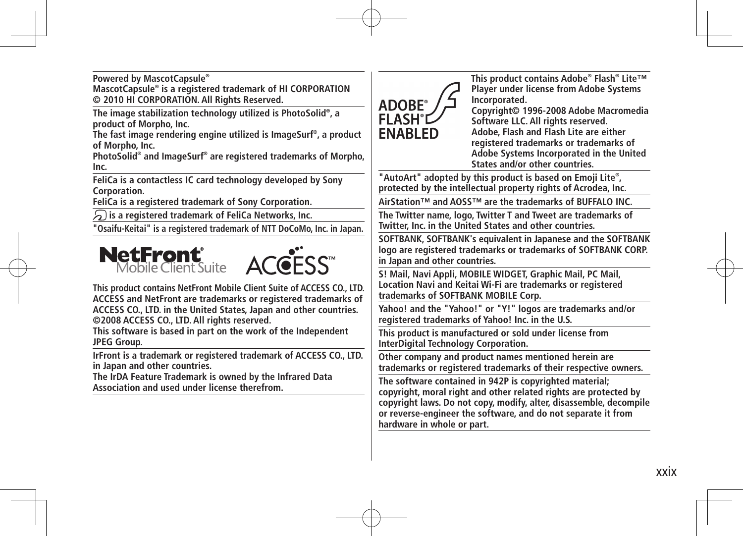Powered by MascotCapsule®
MascotCapsule® is a registered trademark of HI CORPORATION
© 2010 HI CORPORATION. All Rights Reserved.

---

The image stabilization technology utilized is PhotoSolid®, a product of Morpho, Inc.
The fast image rendering engine utilized is ImageSurf®, a product of Morpho, Inc.
PhotoSolid® and ImageSurf® are registered trademarks of Morpho, Inc.

---

FeliCa is a contactless IC card technology developed by Sony Corporation.
FeliCa is a registered trademark of Sony Corporation.

---

is a registered trademark of FeliCa Networks, Inc.

---

"Osaifu-Keitai" is a registered trademark of NTT DoCoMo, Inc. in Japan.

---

NetFront® Mobile Client Suite ACCESS™

This product contains NetFront Mobile Client Suite of ACCESS CO., LTD.
ACCESS and NetFront are trademarks or registered trademarks of ACCESS CO., LTD. in the United States, Japan and other countries.
©2008 ACCESS CO., LTD. All rights reserved.
This software is based in part on the work of the Independent JPEG Group.

---

IrFront is a trademark or registered trademark of ACCESS CO., LTD. in Japan and other countries.
The IrDA Feature Trademark is owned by the Infrared Data Association and used under license therefrom.

---

ADOBE® FLASH® ENABLED

This product contains Adobe® Flash® Lite™ Player under license from Adobe Systems Incorporated.
Copyright© 1996-2008 Adobe Macromedia Software LLC. All rights reserved.
Adobe, Flash and Flash Lite are either registered trademarks or trademarks of Adobe Systems Incorporated in the United States and/or other countries.

---

"AutoArt" adopted by this product is based on Emoji Lite®, protected by the intellectual property rights of Acrodea, Inc.

---

AirStation™ and AOSS™ are the trademarks of BUFFALO INC.

---

The Twitter name, logo, Twitter T and Tweet are trademarks of Twitter, Inc. in the United States and other countries.

---

SOFTBANK, SOFTBANK's equivalent in Japanese and the SOFTBANK logo are registered trademarks or trademarks of SOFTBANK CORP. in Japan and other countries.

---

S! Mail, Navi Appli, MOBILE WIDGET, Graphic Mail, PC Mail, Location Navi and Keitai Wi-Fi are trademarks or registered trademarks of SOFTBANK MOBILE Corp.

---

Yahoo! and the "Yahoo!" or "Y!" logos are trademarks and/or registered trademarks of Yahoo! Inc. in the U.S.

---

This product is manufactured or sold under license from InterDigital Technology Corporation.

---

Other company and product names mentioned herein are trademarks or registered trademarks of their respective owners.

---

The software contained in 942P is copyrighted material; copyright, moral right and other related rights are protected by copyright laws. Do not copy, modify, alter, disassemble, decompile or reverse-engineer the software, and do not separate it from hardware in whole or part.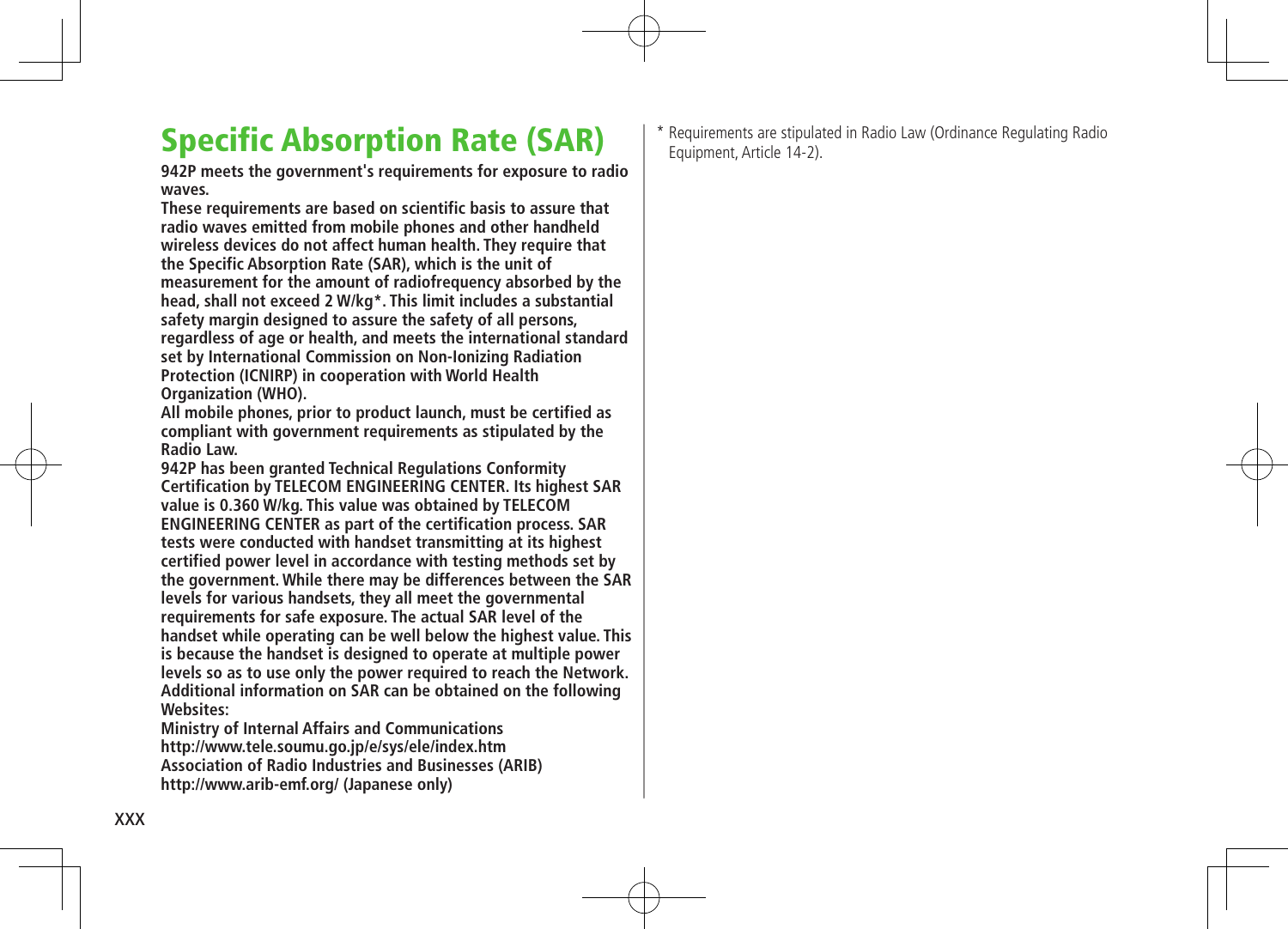# Specific Absorption Rate (SAR)

**942P meets the government's requirements for exposure to radio waves.**

**These requirements are based on scientific basis to assure that radio waves emitted from mobile phones and other handheld wireless devices do not affect human health. They require that the Specific Absorption Rate (SAR), which is the unit of measurement for the amount of radiofrequency absorbed by the head, shall not exceed 2 W/kg*. This limit includes a substantial safety margin designed to assure the safety of all persons, regardless of age or health, and meets the international standard set by International Commission on Non-Ionizing Radiation Protection (ICNIRP) in cooperation with World Health Organization (WHO).**

**All mobile phones, prior to product launch, must be certified as compliant with government requirements as stipulated by the Radio Law.**

**942P has been granted Technical Regulations Conformity Certification by TELECOM ENGINEERING CENTER. Its highest SAR value is 0.360 W/kg. This value was obtained by TELECOM ENGINEERING CENTER as part of the certification process. SAR tests were conducted with handset transmitting at its highest certified power level in accordance with testing methods set by the government. While there may be differences between the SAR levels for various handsets, they all meet the governmental requirements for safe exposure. The actual SAR level of the handset while operating can be well below the highest value. This is because the handset is designed to operate at multiple power levels so as to use only the power required to reach the Network.**

**Additional information on SAR can be obtained on the following Websites:**

**Ministry of Internal Affairs and Communications**
**http://www.tele.soumu.go.jp/e/sys/ele/index.htm**
**Association of Radio Industries and Businesses (ARIB)**
**http://www.arib-emf.org/ (Japanese only)**

\* Requirements are stipulated in Radio Law (Ordinance Regulating Radio Equipment, Article 14-2).